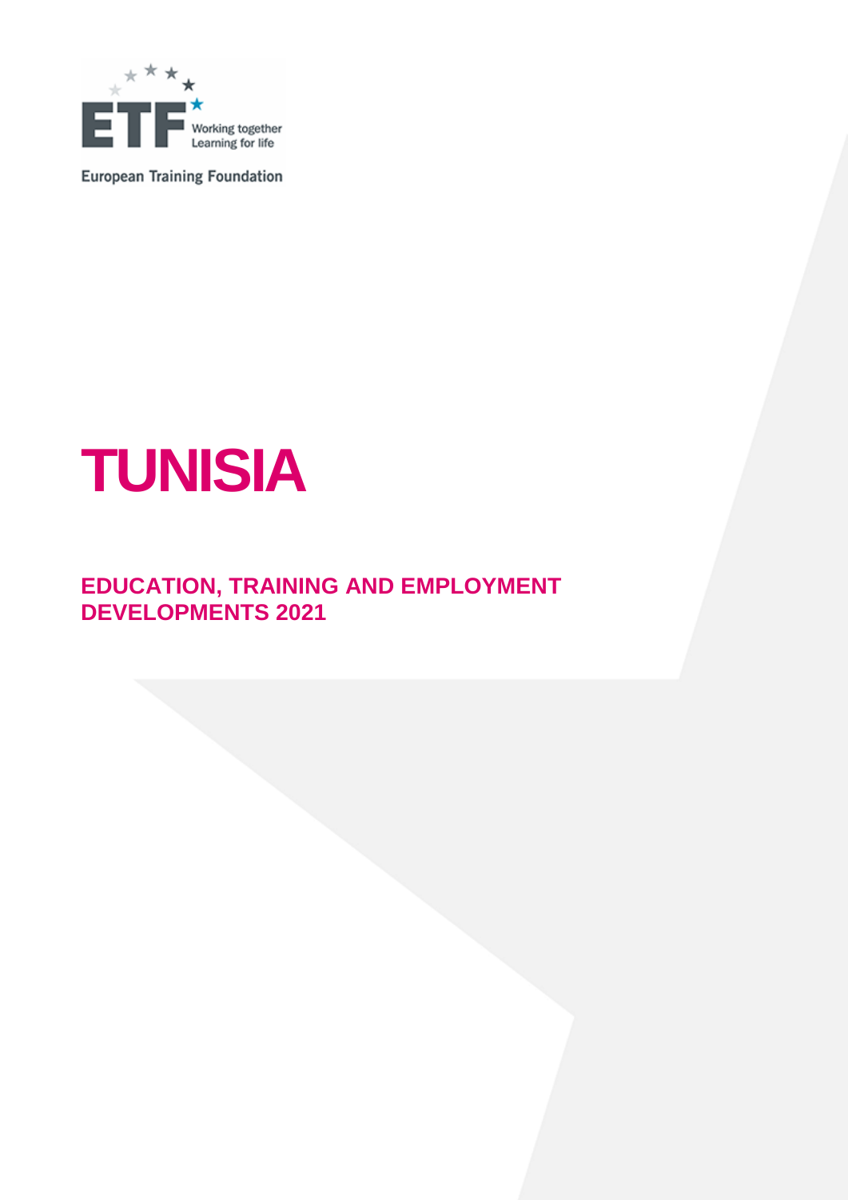European Training Foundation

# TUNISIA

## EDUCATION, TRAINING AND EMPLOYMENT DEVELOPMENTS 2021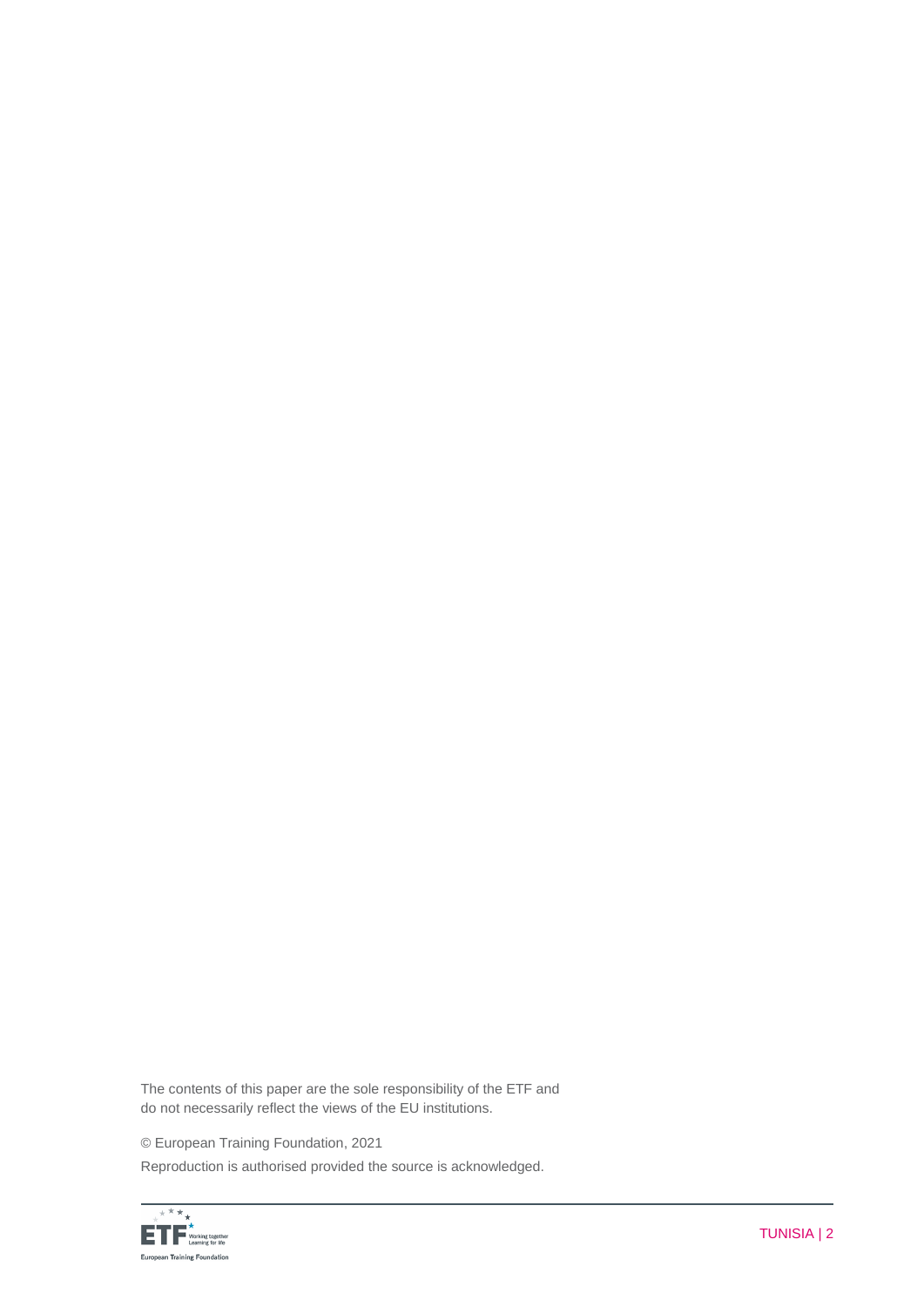The contents of this paper are the sole responsibility of the ETF and do not necessarily reflect the views of the EU institutions.

© European Training Foundation, 2021

Reproduction is authorised provided the source is acknowledged.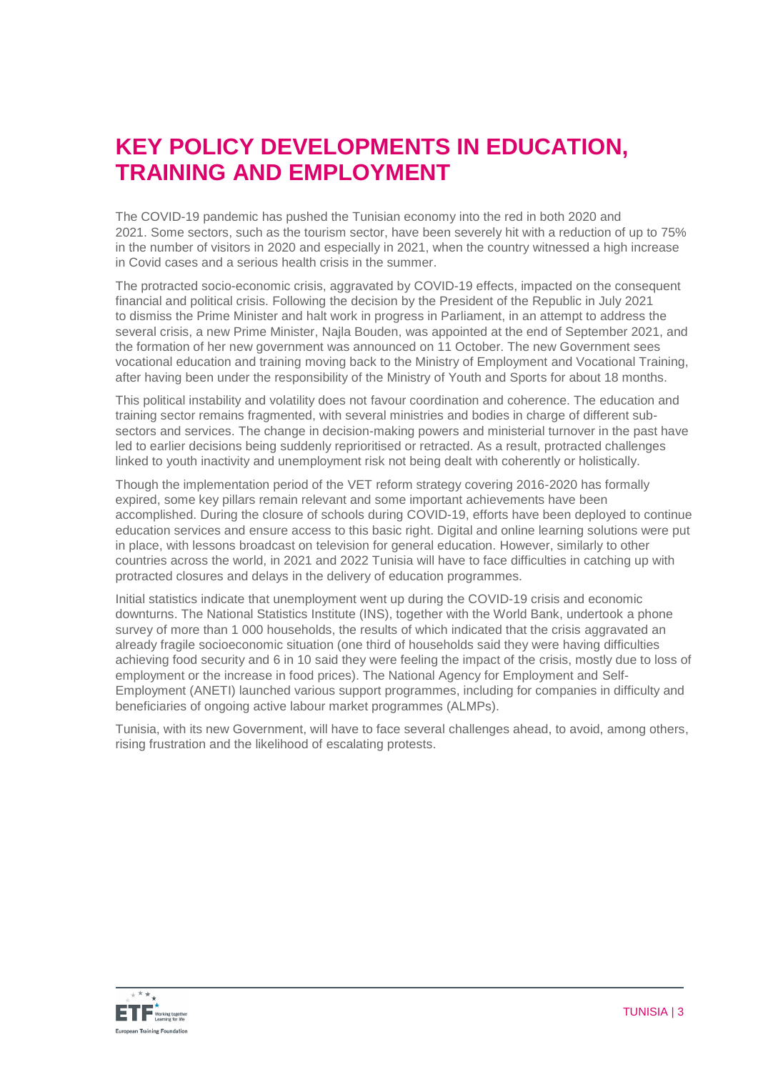# KEY POLICY DEVELOPMENTS IN EDUCATION, TRAINING AND EMPLOYMENT

The COVID-19 pandemic has pushed the Tunisian economy into the red in both 2020 and 2021. Some sectors, such as the tourism sector, have been severely hit with a reduction of up to 75% in the number of visitors in 2020 and especially in 2021, when the country witnessed a high increase in Covid cases and a serious health crisis in the summer.

The protracted socio-economic crisis, aggravated by COVID-19 effects, impacted on the consequent financial and political crisis. Following the decision by the President of the Republic in July 2021 to dismiss the Prime Minister and halt work in progress in Parliament, in an attempt to address the several crisis, a new Prime Minister, Najla Bouden, was appointed at the end of September 2021, and the formation of her new government was announced on 11 October. The new Government sees vocational education and training moving back to the Ministry of Employment and Vocational Training, after having been under the responsibility of the Ministry of Youth and Sports for about 18 months.

This political instability and volatility does not favour coordination and coherence. The education and training sector remains fragmented, with several ministries and bodies in charge of different sub-sectors and services. The change in decision-making powers and ministerial turnover in the past have led to earlier decisions being suddenly reprioritised or retracted. As a result, protracted challenges linked to youth inactivity and unemployment risk not being dealt with coherently or holistically.

Though the implementation period of the VET reform strategy covering 2016-2020 has formally expired, some key pillars remain relevant and some important achievements have been accomplished. During the closure of schools during COVID-19, efforts have been deployed to continue education services and ensure access to this basic right. Digital and online learning solutions were put in place, with lessons broadcast on television for general education. However, similarly to other countries across the world, in 2021 and 2022 Tunisia will have to face difficulties in catching up with protracted closures and delays in the delivery of education programmes.

Initial statistics indicate that unemployment went up during the COVID-19 crisis and economic downturns. The National Statistics Institute (INS), together with the World Bank, undertook a phone survey of more than 1 000 households, the results of which indicated that the crisis aggravated an already fragile socioeconomic situation (one third of households said they were having difficulties achieving food security and 6 in 10 said they were feeling the impact of the crisis, mostly due to loss of employment or the increase in food prices). The National Agency for Employment and Self-Employment (ANETI) launched various support programmes, including for companies in difficulty and beneficiaries of ongoing active labour market programmes (ALMPs).

Tunisia, with its new Government, will have to face several challenges ahead, to avoid, among others, rising frustration and the likelihood of escalating protests.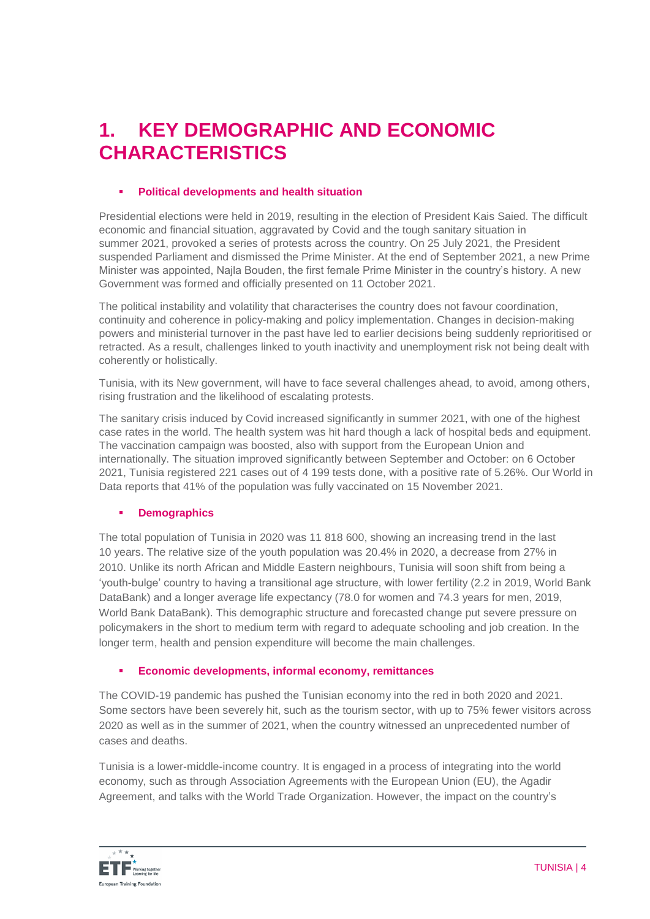# 1. KEY DEMOGRAPHIC AND ECONOMIC CHARACTERISTICS

- **Political developments and health situation**

Presidential elections were held in 2019, resulting in the election of President Kais Saied. The difficult economic and financial situation, aggravated by Covid and the tough sanitary situation in summer 2021, provoked a series of protests across the country. On 25 July 2021, the President suspended Parliament and dismissed the Prime Minister. At the end of September 2021, a new Prime Minister was appointed, Najla Bouden, the first female Prime Minister in the country's history. A new Government was formed and officially presented on 11 October 2021.

The political instability and volatility that characterises the country does not favour coordination, continuity and coherence in policy-making and policy implementation. Changes in decision-making powers and ministerial turnover in the past have led to earlier decisions being suddenly reprioritised or retracted. As a result, challenges linked to youth inactivity and unemployment risk not being dealt with coherently or holistically.

Tunisia, with its New government, will have to face several challenges ahead, to avoid, among others, rising frustration and the likelihood of escalating protests.

The sanitary crisis induced by Covid increased significantly in summer 2021, with one of the highest case rates in the world. The health system was hit hard though a lack of hospital beds and equipment. The vaccination campaign was boosted, also with support from the European Union and internationally. The situation improved significantly between September and October: on 6 October 2021, Tunisia registered 221 cases out of 4 199 tests done, with a positive rate of 5.26%. Our World in Data reports that 41% of the population was fully vaccinated on 15 November 2021.

- **Demographics**

The total population of Tunisia in 2020 was 11 818 600, showing an increasing trend in the last 10 years. The relative size of the youth population was 20.4% in 2020, a decrease from 27% in 2010. Unlike its north African and Middle Eastern neighbours, Tunisia will soon shift from being a 'youth-bulge' country to having a transitional age structure, with lower fertility (2.2 in 2019, World Bank DataBank) and a longer average life expectancy (78.0 for women and 74.3 years for men, 2019, World Bank DataBank). This demographic structure and forecasted change put severe pressure on policymakers in the short to medium term with regard to adequate schooling and job creation. In the longer term, health and pension expenditure will become the main challenges.

- **Economic developments, informal economy, remittances**

The COVID-19 pandemic has pushed the Tunisian economy into the red in both 2020 and 2021. Some sectors have been severely hit, such as the tourism sector, with up to 75% fewer visitors across 2020 as well as in the summer of 2021, when the country witnessed an unprecedented number of cases and deaths.

Tunisia is a lower-middle-income country. It is engaged in a process of integrating into the world economy, such as through Association Agreements with the European Union (EU), the Agadir Agreement, and talks with the World Trade Organization. However, the impact on the country's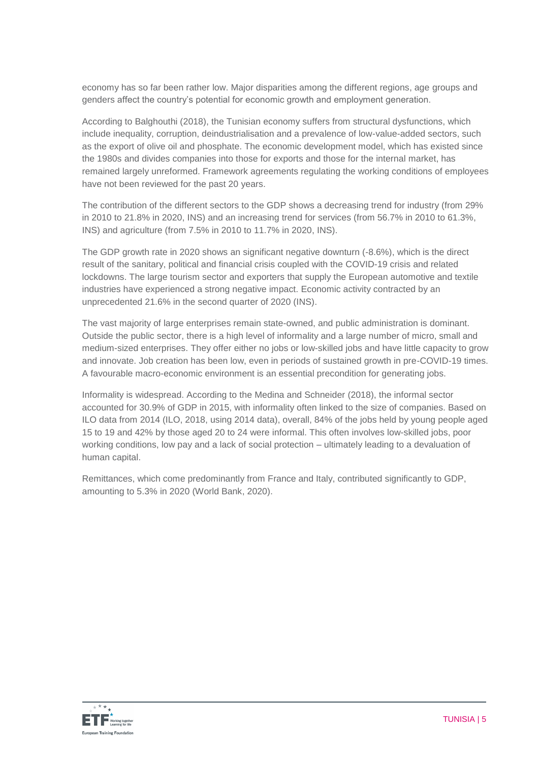economy has so far been rather low. Major disparities among the different regions, age groups and genders affect the country's potential for economic growth and employment generation.

According to Balghouthi (2018), the Tunisian economy suffers from structural dysfunctions, which include inequality, corruption, deindustrialisation and a prevalence of low-value-added sectors, such as the export of olive oil and phosphate. The economic development model, which has existed since the 1980s and divides companies into those for exports and those for the internal market, has remained largely unreformed. Framework agreements regulating the working conditions of employees have not been reviewed for the past 20 years.

The contribution of the different sectors to the GDP shows a decreasing trend for industry (from 29% in 2010 to 21.8% in 2020, INS) and an increasing trend for services (from 56.7% in 2010 to 61.3%, INS) and agriculture (from 7.5% in 2010 to 11.7% in 2020, INS).

The GDP growth rate in 2020 shows an significant negative downturn (-8.6%), which is the direct result of the sanitary, political and financial crisis coupled with the COVID-19 crisis and related lockdowns. The large tourism sector and exporters that supply the European automotive and textile industries have experienced a strong negative impact. Economic activity contracted by an unprecedented 21.6% in the second quarter of 2020 (INS).

The vast majority of large enterprises remain state-owned, and public administration is dominant. Outside the public sector, there is a high level of informality and a large number of micro, small and medium-sized enterprises. They offer either no jobs or low-skilled jobs and have little capacity to grow and innovate. Job creation has been low, even in periods of sustained growth in pre-COVID-19 times. A favourable macro-economic environment is an essential precondition for generating jobs.

Informality is widespread. According to the Medina and Schneider (2018), the informal sector accounted for 30.9% of GDP in 2015, with informality often linked to the size of companies. Based on ILO data from 2014 (ILO, 2018, using 2014 data), overall, 84% of the jobs held by young people aged 15 to 19 and 42% by those aged 20 to 24 were informal. This often involves low-skilled jobs, poor working conditions, low pay and a lack of social protection – ultimately leading to a devaluation of human capital.

Remittances, which come predominantly from France and Italy, contributed significantly to GDP, amounting to 5.3% in 2020 (World Bank, 2020).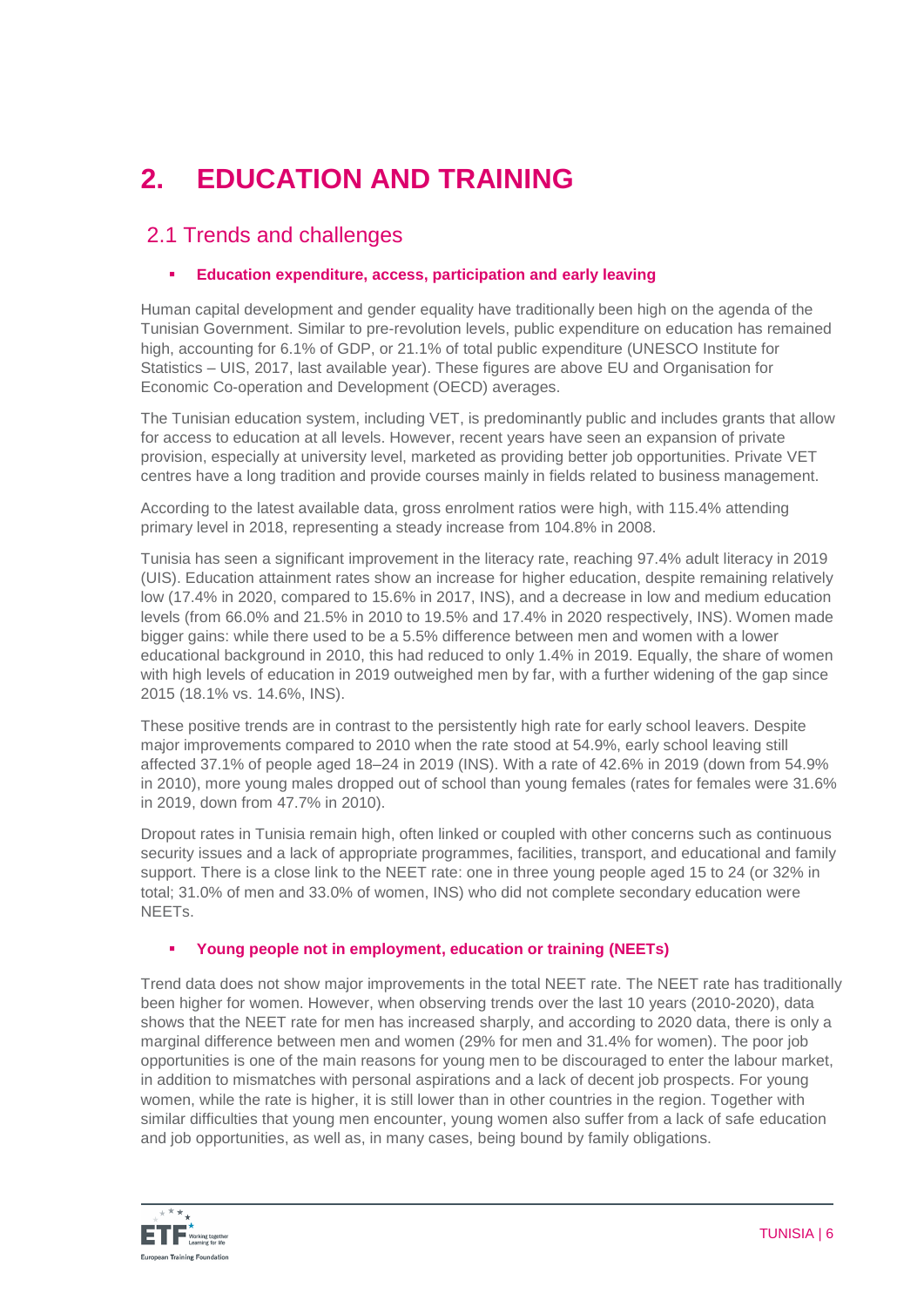# 2. EDUCATION AND TRAINING

## 2.1 Trends and challenges

- **Education expenditure, access, participation and early leaving**

Human capital development and gender equality have traditionally been high on the agenda of the Tunisian Government. Similar to pre-revolution levels, public expenditure on education has remained high, accounting for 6.1% of GDP, or 21.1% of total public expenditure (UNESCO Institute for Statistics – UIS, 2017, last available year). These figures are above EU and Organisation for Economic Co-operation and Development (OECD) averages.

The Tunisian education system, including VET, is predominantly public and includes grants that allow for access to education at all levels. However, recent years have seen an expansion of private provision, especially at university level, marketed as providing better job opportunities. Private VET centres have a long tradition and provide courses mainly in fields related to business management.

According to the latest available data, gross enrolment ratios were high, with 115.4% attending primary level in 2018, representing a steady increase from 104.8% in 2008.

Tunisia has seen a significant improvement in the literacy rate, reaching 97.4% adult literacy in 2019 (UIS). Education attainment rates show an increase for higher education, despite remaining relatively low (17.4% in 2020, compared to 15.6% in 2017, INS), and a decrease in low and medium education levels (from 66.0% and 21.5% in 2010 to 19.5% and 17.4% in 2020 respectively, INS). Women made bigger gains: while there used to be a 5.5% difference between men and women with a lower educational background in 2010, this had reduced to only 1.4% in 2019. Equally, the share of women with high levels of education in 2019 outweighed men by far, with a further widening of the gap since 2015 (18.1% vs. 14.6%, INS).

These positive trends are in contrast to the persistently high rate for early school leavers. Despite major improvements compared to 2010 when the rate stood at 54.9%, early school leaving still affected 37.1% of people aged 18–24 in 2019 (INS). With a rate of 42.6% in 2019 (down from 54.9% in 2010), more young males dropped out of school than young females (rates for females were 31.6% in 2019, down from 47.7% in 2010).

Dropout rates in Tunisia remain high, often linked or coupled with other concerns such as continuous security issues and a lack of appropriate programmes, facilities, transport, and educational and family support. There is a close link to the NEET rate: one in three young people aged 15 to 24 (or 32% in total; 31.0% of men and 33.0% of women, INS) who did not complete secondary education were NEETs.

- **Young people not in employment, education or training (NEETs)**

Trend data does not show major improvements in the total NEET rate. The NEET rate has traditionally been higher for women. However, when observing trends over the last 10 years (2010-2020), data shows that the NEET rate for men has increased sharply, and according to 2020 data, there is only a marginal difference between men and women (29% for men and 31.4% for women). The poor job opportunities is one of the main reasons for young men to be discouraged to enter the labour market, in addition to mismatches with personal aspirations and a lack of decent job prospects. For young women, while the rate is higher, it is still lower than in other countries in the region. Together with similar difficulties that young men encounter, young women also suffer from a lack of safe education and job opportunities, as well as, in many cases, being bound by family obligations.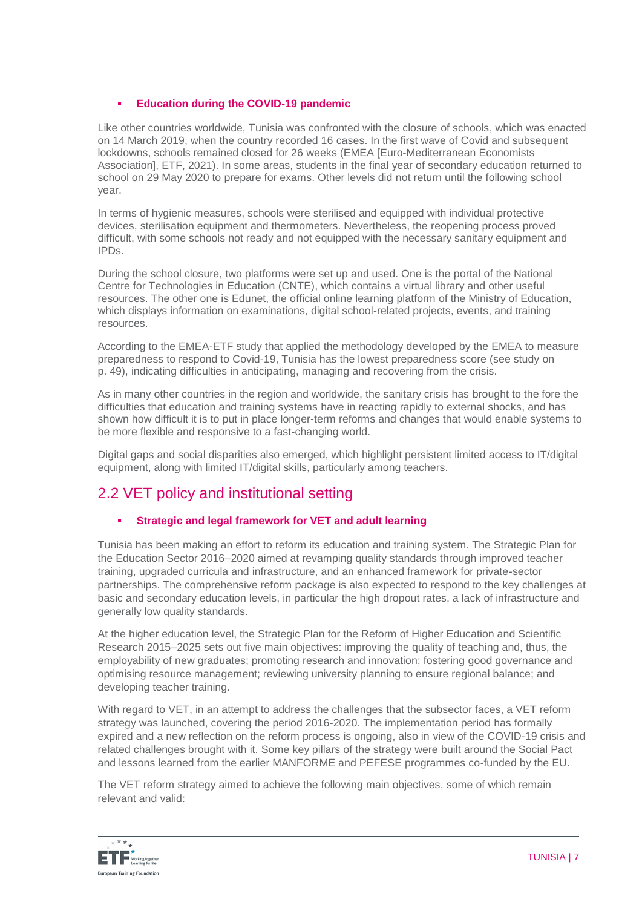- **Education during the COVID-19 pandemic**

Like other countries worldwide, Tunisia was confronted with the closure of schools, which was enacted on 14 March 2019, when the country recorded 16 cases. In the first wave of Covid and subsequent lockdowns, schools remained closed for 26 weeks (EMEA [Euro-Mediterranean Economists Association], ETF, 2021). In some areas, students in the final year of secondary education returned to school on 29 May 2020 to prepare for exams. Other levels did not return until the following school year.

In terms of hygienic measures, schools were sterilised and equipped with individual protective devices, sterilisation equipment and thermometers. Nevertheless, the reopening process proved difficult, with some schools not ready and not equipped with the necessary sanitary equipment and IPDs.

During the school closure, two platforms were set up and used. One is the portal of the National Centre for Technologies in Education (CNTE), which contains a virtual library and other useful resources. The other one is Edunet, the official online learning platform of the Ministry of Education, which displays information on examinations, digital school-related projects, events, and training resources.

According to the EMEA-ETF study that applied the methodology developed by the EMEA to measure preparedness to respond to Covid-19, Tunisia has the lowest preparedness score (see study on p. 49), indicating difficulties in anticipating, managing and recovering from the crisis.

As in many other countries in the region and worldwide, the sanitary crisis has brought to the fore the difficulties that education and training systems have in reacting rapidly to external shocks, and has shown how difficult it is to put in place longer-term reforms and changes that would enable systems to be more flexible and responsive to a fast-changing world.

Digital gaps and social disparities also emerged, which highlight persistent limited access to IT/digital equipment, along with limited IT/digital skills, particularly among teachers.

## 2.2 VET policy and institutional setting

- **Strategic and legal framework for VET and adult learning**

Tunisia has been making an effort to reform its education and training system. The Strategic Plan for the Education Sector 2016–2020 aimed at revamping quality standards through improved teacher training, upgraded curricula and infrastructure, and an enhanced framework for private-sector partnerships. The comprehensive reform package is also expected to respond to the key challenges at basic and secondary education levels, in particular the high dropout rates, a lack of infrastructure and generally low quality standards.

At the higher education level, the Strategic Plan for the Reform of Higher Education and Scientific Research 2015–2025 sets out five main objectives: improving the quality of teaching and, thus, the employability of new graduates; promoting research and innovation; fostering good governance and optimising resource management; reviewing university planning to ensure regional balance; and developing teacher training.

With regard to VET, in an attempt to address the challenges that the subsector faces, a VET reform strategy was launched, covering the period 2016-2020. The implementation period has formally expired and a new reflection on the reform process is ongoing, also in view of the COVID-19 crisis and related challenges brought with it. Some key pillars of the strategy were built around the Social Pact and lessons learned from the earlier MANFORME and PEFESE programmes co-funded by the EU.

The VET reform strategy aimed to achieve the following main objectives, some of which remain relevant and valid: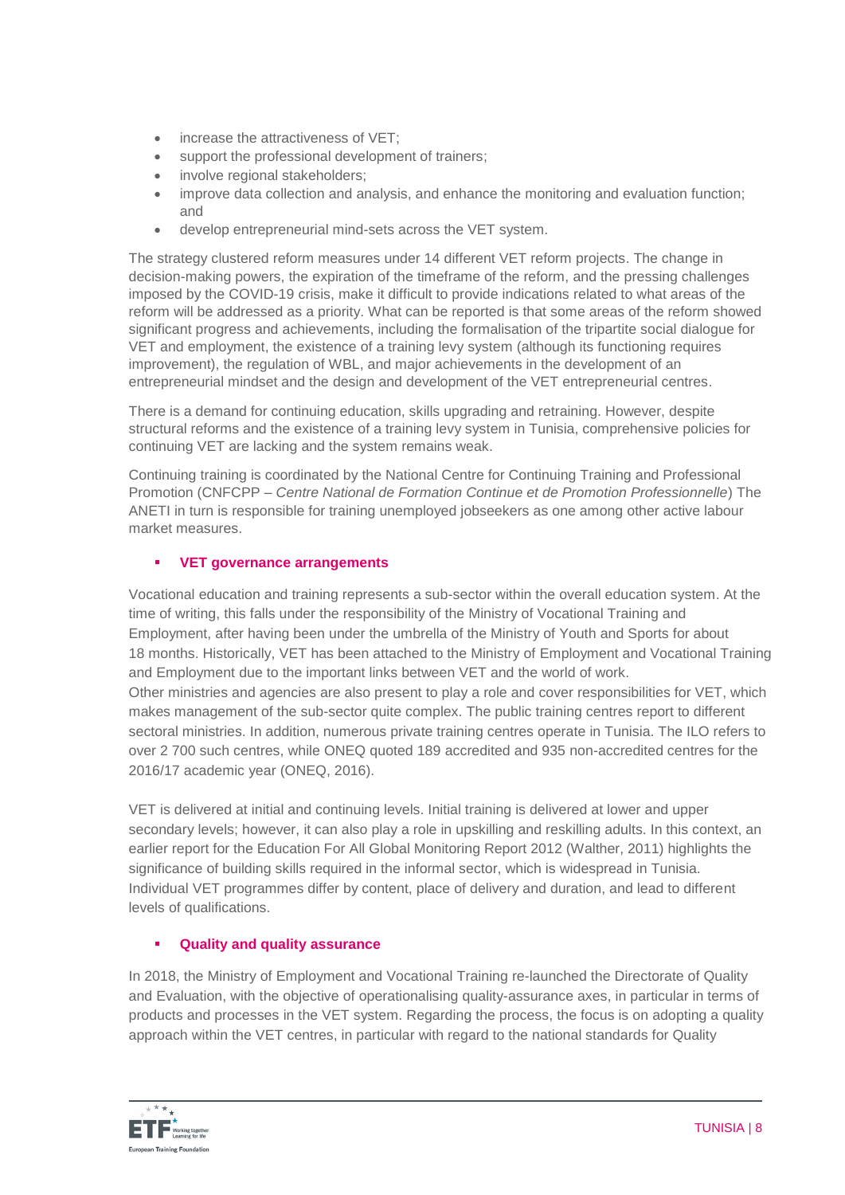- increase the attractiveness of VET;
- support the professional development of trainers;
- involve regional stakeholders;
- improve data collection and analysis, and enhance the monitoring and evaluation function; and
- develop entrepreneurial mind-sets across the VET system.

The strategy clustered reform measures under 14 different VET reform projects. The change in decision-making powers, the expiration of the timeframe of the reform, and the pressing challenges imposed by the COVID-19 crisis, make it difficult to provide indications related to what areas of the reform will be addressed as a priority. What can be reported is that some areas of the reform showed significant progress and achievements, including the formalisation of the tripartite social dialogue for VET and employment, the existence of a training levy system (although its functioning requires improvement), the regulation of WBL, and major achievements in the development of an entrepreneurial mindset and the design and development of the VET entrepreneurial centres.

There is a demand for continuing education, skills upgrading and retraining. However, despite structural reforms and the existence of a training levy system in Tunisia, comprehensive policies for continuing VET are lacking and the system remains weak.

Continuing training is coordinated by the National Centre for Continuing Training and Professional Promotion (CNFCPP – *Centre National de Formation Continue et de Promotion Professionnelle*) The ANETI in turn is responsible for training unemployed jobseekers as one among other active labour market measures.

### VET governance arrangements

Vocational education and training represents a sub-sector within the overall education system. At the time of writing, this falls under the responsibility of the Ministry of Vocational Training and Employment, after having been under the umbrella of the Ministry of Youth and Sports for about 18 months. Historically, VET has been attached to the Ministry of Employment and Vocational Training and Employment due to the important links between VET and the world of work.

Other ministries and agencies are also present to play a role and cover responsibilities for VET, which makes management of the sub-sector quite complex. The public training centres report to different sectoral ministries. In addition, numerous private training centres operate in Tunisia. The ILO refers to over 2 700 such centres, while ONEQ quoted 189 accredited and 935 non-accredited centres for the 2016/17 academic year (ONEQ, 2016).

VET is delivered at initial and continuing levels. Initial training is delivered at lower and upper secondary levels; however, it can also play a role in upskilling and reskilling adults. In this context, an earlier report for the Education For All Global Monitoring Report 2012 (Walther, 2011) highlights the significance of building skills required in the informal sector, which is widespread in Tunisia. Individual VET programmes differ by content, place of delivery and duration, and lead to different levels of qualifications.

### Quality and quality assurance

In 2018, the Ministry of Employment and Vocational Training re-launched the Directorate of Quality and Evaluation, with the objective of operationalising quality-assurance axes, in particular in terms of products and processes in the VET system. Regarding the process, the focus is on adopting a quality approach within the VET centres, in particular with regard to the national standards for Quality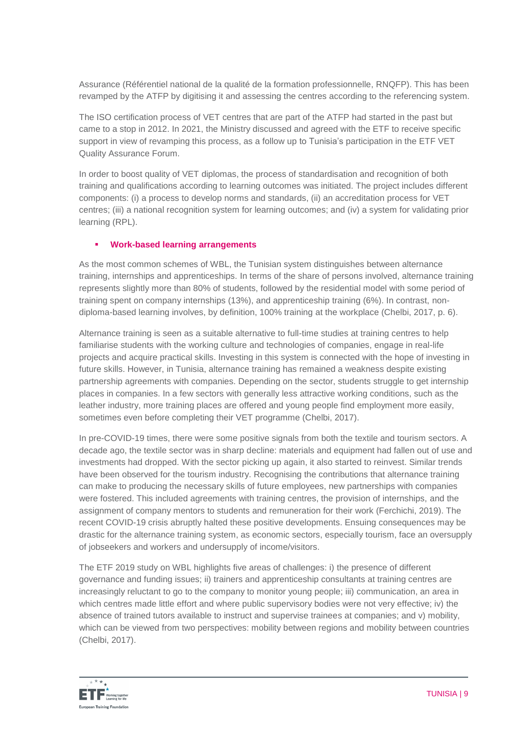Assurance (Référentiel national de la qualité de la formation professionnelle, RNQFP). This has been revamped by the ATFP by digitising it and assessing the centres according to the referencing system.

The ISO certification process of VET centres that are part of the ATFP had started in the past but came to a stop in 2012. In 2021, the Ministry discussed and agreed with the ETF to receive specific support in view of revamping this process, as a follow up to Tunisia's participation in the ETF VET Quality Assurance Forum.

In order to boost quality of VET diplomas, the process of standardisation and recognition of both training and qualifications according to learning outcomes was initiated. The project includes different components: (i) a process to develop norms and standards, (ii) an accreditation process for VET centres; (iii) a national recognition system for learning outcomes; and (iv) a system for validating prior learning (RPL).

- **Work-based learning arrangements**

As the most common schemes of WBL, the Tunisian system distinguishes between alternance training, internships and apprenticeships. In terms of the share of persons involved, alternance training represents slightly more than 80% of students, followed by the residential model with some period of training spent on company internships (13%), and apprenticeship training (6%). In contrast, non-diploma-based learning involves, by definition, 100% training at the workplace (Chelbi, 2017, p. 6).

Alternance training is seen as a suitable alternative to full-time studies at training centres to help familiarise students with the working culture and technologies of companies, engage in real-life projects and acquire practical skills. Investing in this system is connected with the hope of investing in future skills. However, in Tunisia, alternance training has remained a weakness despite existing partnership agreements with companies. Depending on the sector, students struggle to get internship places in companies. In a few sectors with generally less attractive working conditions, such as the leather industry, more training places are offered and young people find employment more easily, sometimes even before completing their VET programme (Chelbi, 2017).

In pre-COVID-19 times, there were some positive signals from both the textile and tourism sectors. A decade ago, the textile sector was in sharp decline: materials and equipment had fallen out of use and investments had dropped. With the sector picking up again, it also started to reinvest. Similar trends have been observed for the tourism industry. Recognising the contributions that alternance training can make to producing the necessary skills of future employees, new partnerships with companies were fostered. This included agreements with training centres, the provision of internships, and the assignment of company mentors to students and remuneration for their work (Ferchichi, 2019). The recent COVID-19 crisis abruptly halted these positive developments. Ensuing consequences may be drastic for the alternance training system, as economic sectors, especially tourism, face an oversupply of jobseekers and workers and undersupply of income/visitors.

The ETF 2019 study on WBL highlights five areas of challenges: i) the presence of different governance and funding issues; ii) trainers and apprenticeship consultants at training centres are increasingly reluctant to go to the company to monitor young people; iii) communication, an area in which centres made little effort and where public supervisory bodies were not very effective; iv) the absence of trained tutors available to instruct and supervise trainees at companies; and v) mobility, which can be viewed from two perspectives: mobility between regions and mobility between countries (Chelbi, 2017).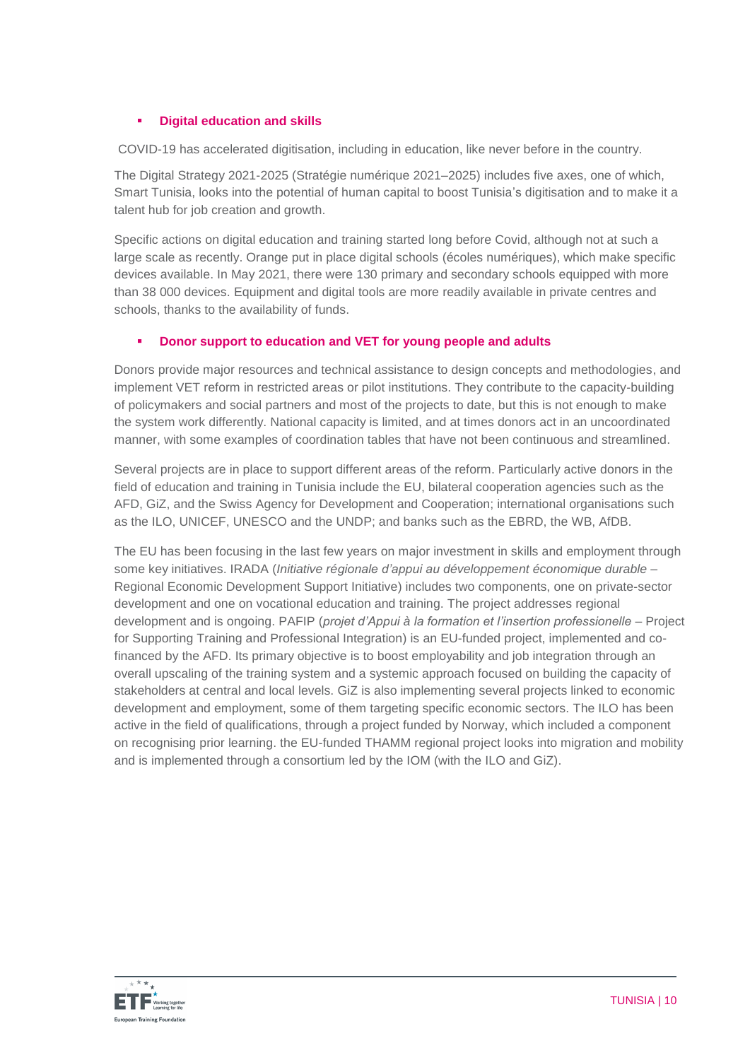- **Digital education and skills**

COVID-19 has accelerated digitisation, including in education, like never before in the country.

The Digital Strategy 2021-2025 (Stratégie numérique 2021–2025) includes five axes, one of which, Smart Tunisia, looks into the potential of human capital to boost Tunisia's digitisation and to make it a talent hub for job creation and growth.

Specific actions on digital education and training started long before Covid, although not at such a large scale as recently. Orange put in place digital schools (écoles numériques), which make specific devices available. In May 2021, there were 130 primary and secondary schools equipped with more than 38 000 devices. Equipment and digital tools are more readily available in private centres and schools, thanks to the availability of funds.

- **Donor support to education and VET for young people and adults**

Donors provide major resources and technical assistance to design concepts and methodologies, and implement VET reform in restricted areas or pilot institutions. They contribute to the capacity-building of policymakers and social partners and most of the projects to date, but this is not enough to make the system work differently. National capacity is limited, and at times donors act in an uncoordinated manner, with some examples of coordination tables that have not been continuous and streamlined.

Several projects are in place to support different areas of the reform. Particularly active donors in the field of education and training in Tunisia include the EU, bilateral cooperation agencies such as the AFD, GiZ, and the Swiss Agency for Development and Cooperation; international organisations such as the ILO, UNICEF, UNESCO and the UNDP; and banks such as the EBRD, the WB, AfDB.

The EU has been focusing in the last few years on major investment in skills and employment through some key initiatives. IRADA (*Initiative régionale d'appui au développement économique durable* – Regional Economic Development Support Initiative) includes two components, one on private-sector development and one on vocational education and training. The project addresses regional development and is ongoing. PAFIP (*projet d'Appui à la formation et l'insertion professionelle* – Project for Supporting Training and Professional Integration) is an EU-funded project, implemented and co-financed by the AFD. Its primary objective is to boost employability and job integration through an overall upscaling of the training system and a systemic approach focused on building the capacity of stakeholders at central and local levels. GiZ is also implementing several projects linked to economic development and employment, some of them targeting specific economic sectors. The ILO has been active in the field of qualifications, through a project funded by Norway, which included a component on recognising prior learning. the EU-funded THAMM regional project looks into migration and mobility and is implemented through a consortium led by the IOM (with the ILO and GiZ).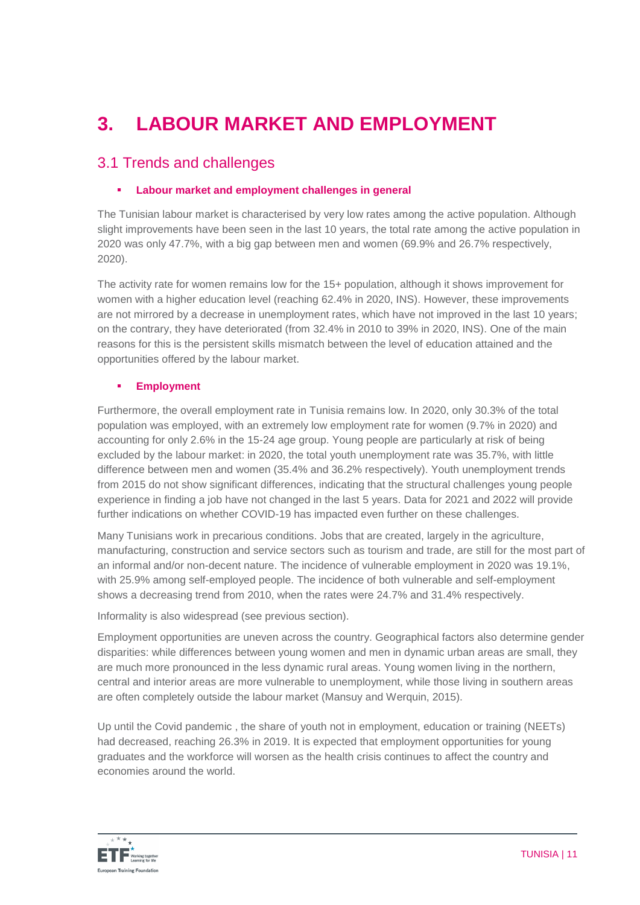# 3. LABOUR MARKET AND EMPLOYMENT

## 3.1 Trends and challenges

- **Labour market and employment challenges in general**

The Tunisian labour market is characterised by very low rates among the active population. Although slight improvements have been seen in the last 10 years, the total rate among the active population in 2020 was only 47.7%, with a big gap between men and women (69.9% and 26.7% respectively, 2020).

The activity rate for women remains low for the 15+ population, although it shows improvement for women with a higher education level (reaching 62.4% in 2020, INS). However, these improvements are not mirrored by a decrease in unemployment rates, which have not improved in the last 10 years; on the contrary, they have deteriorated (from 32.4% in 2010 to 39% in 2020, INS). One of the main reasons for this is the persistent skills mismatch between the level of education attained and the opportunities offered by the labour market.

- **Employment**

Furthermore, the overall employment rate in Tunisia remains low. In 2020, only 30.3% of the total population was employed, with an extremely low employment rate for women (9.7% in 2020) and accounting for only 2.6% in the 15-24 age group. Young people are particularly at risk of being excluded by the labour market: in 2020, the total youth unemployment rate was 35.7%, with little difference between men and women (35.4% and 36.2% respectively). Youth unemployment trends from 2015 do not show significant differences, indicating that the structural challenges young people experience in finding a job have not changed in the last 5 years. Data for 2021 and 2022 will provide further indications on whether COVID-19 has impacted even further on these challenges.

Many Tunisians work in precarious conditions. Jobs that are created, largely in the agriculture, manufacturing, construction and service sectors such as tourism and trade, are still for the most part of an informal and/or non-decent nature. The incidence of vulnerable employment in 2020 was 19.1%, with 25.9% among self-employed people. The incidence of both vulnerable and self-employment shows a decreasing trend from 2010, when the rates were 24.7% and 31.4% respectively.

Informality is also widespread (see previous section).

Employment opportunities are uneven across the country. Geographical factors also determine gender disparities: while differences between young women and men in dynamic urban areas are small, they are much more pronounced in the less dynamic rural areas. Young women living in the northern, central and interior areas are more vulnerable to unemployment, while those living in southern areas are often completely outside the labour market (Mansuy and Werquin, 2015).

Up until the Covid pandemic , the share of youth not in employment, education or training (NEETs) had decreased, reaching 26.3% in 2019. It is expected that employment opportunities for young graduates and the workforce will worsen as the health crisis continues to affect the country and economies around the world.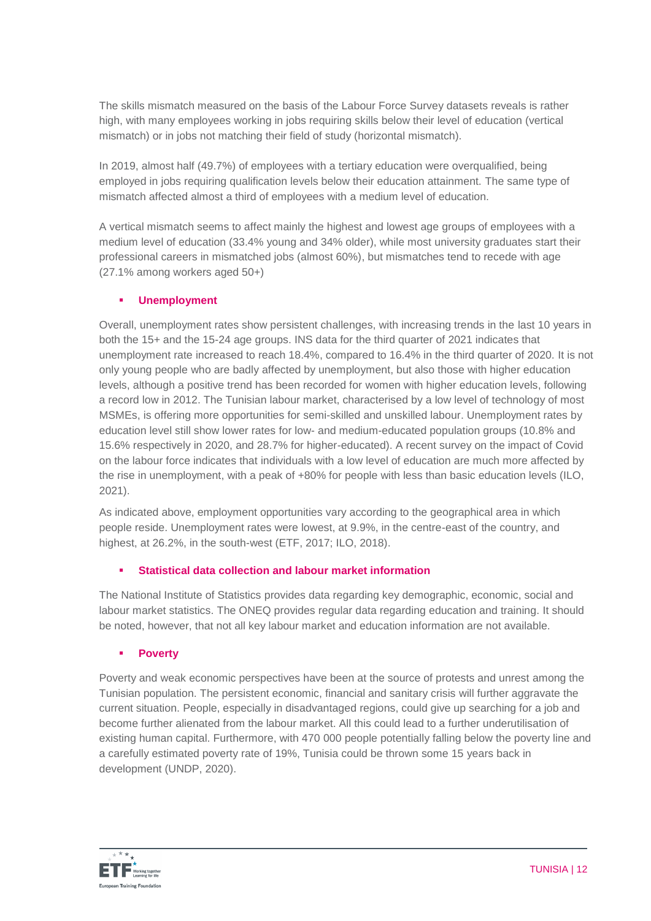The skills mismatch measured on the basis of the Labour Force Survey datasets reveals is rather high, with many employees working in jobs requiring skills below their level of education (vertical mismatch) or in jobs not matching their field of study (horizontal mismatch).

In 2019, almost half (49.7%) of employees with a tertiary education were overqualified, being employed in jobs requiring qualification levels below their education attainment. The same type of mismatch affected almost a third of employees with a medium level of education.

A vertical mismatch seems to affect mainly the highest and lowest age groups of employees with a medium level of education (33.4% young and 34% older), while most university graduates start their professional careers in mismatched jobs (almost 60%), but mismatches tend to recede with age (27.1% among workers aged 50+)

- **Unemployment**

Overall, unemployment rates show persistent challenges, with increasing trends in the last 10 years in both the 15+ and the 15-24 age groups. INS data for the third quarter of 2021 indicates that unemployment rate increased to reach 18.4%, compared to 16.4% in the third quarter of 2020. It is not only young people who are badly affected by unemployment, but also those with higher education levels, although a positive trend has been recorded for women with higher education levels, following a record low in 2012. The Tunisian labour market, characterised by a low level of technology of most MSMEs, is offering more opportunities for semi-skilled and unskilled labour. Unemployment rates by education level still show lower rates for low- and medium-educated population groups (10.8% and 15.6% respectively in 2020, and 28.7% for higher-educated). A recent survey on the impact of Covid on the labour force indicates that individuals with a low level of education are much more affected by the rise in unemployment, with a peak of +80% for people with less than basic education levels (ILO, 2021).

As indicated above, employment opportunities vary according to the geographical area in which people reside. Unemployment rates were lowest, at 9.9%, in the centre-east of the country, and highest, at 26.2%, in the south-west (ETF, 2017; ILO, 2018).

- **Statistical data collection and labour market information**

The National Institute of Statistics provides data regarding key demographic, economic, social and labour market statistics. The ONEQ provides regular data regarding education and training. It should be noted, however, that not all key labour market and education information are not available.

- **Poverty**

Poverty and weak economic perspectives have been at the source of protests and unrest among the Tunisian population. The persistent economic, financial and sanitary crisis will further aggravate the current situation. People, especially in disadvantaged regions, could give up searching for a job and become further alienated from the labour market. All this could lead to a further underutilisation of existing human capital. Furthermore, with 470 000 people potentially falling below the poverty line and a carefully estimated poverty rate of 19%, Tunisia could be thrown some 15 years back in development (UNDP, 2020).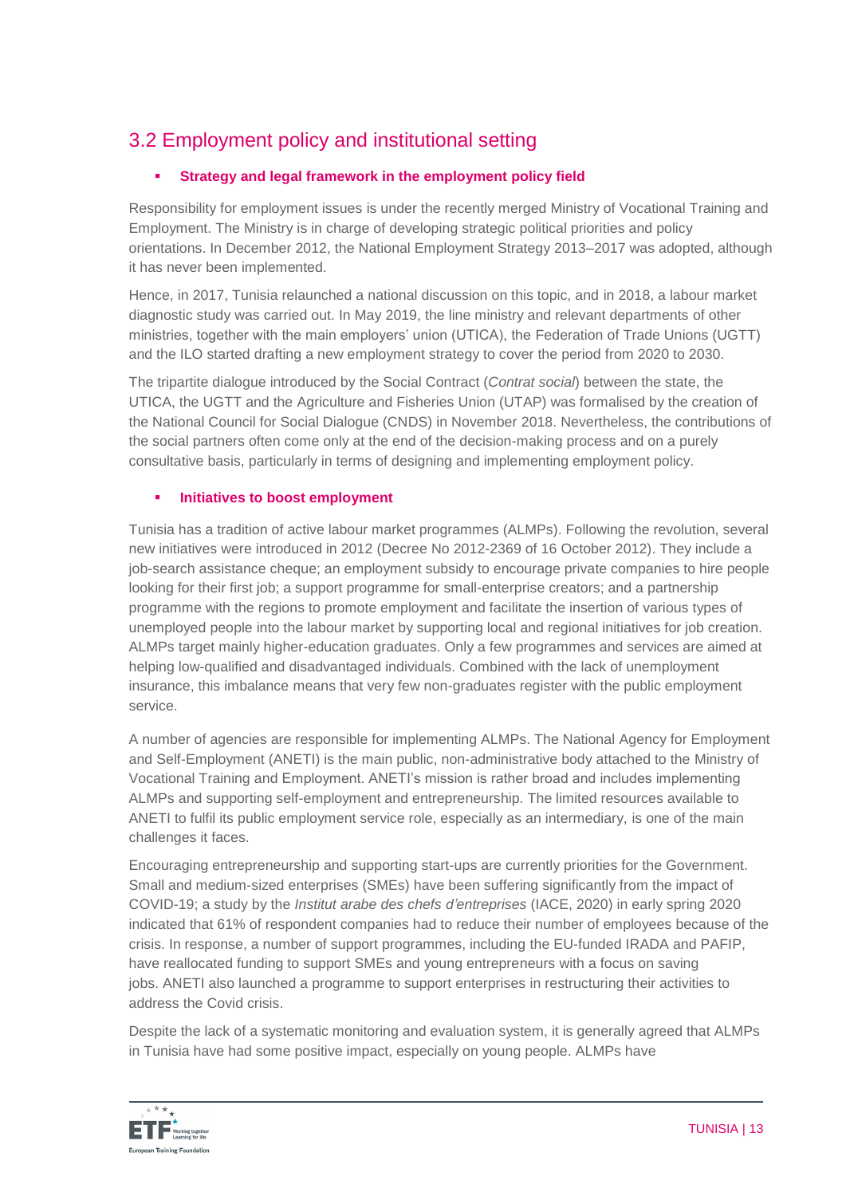## 3.2 Employment policy and institutional setting

- **Strategy and legal framework in the employment policy field**

Responsibility for employment issues is under the recently merged Ministry of Vocational Training and Employment. The Ministry is in charge of developing strategic political priorities and policy orientations. In December 2012, the National Employment Strategy 2013–2017 was adopted, although it has never been implemented.

Hence, in 2017, Tunisia relaunched a national discussion on this topic, and in 2018, a labour market diagnostic study was carried out. In May 2019, the line ministry and relevant departments of other ministries, together with the main employers' union (UTICA), the Federation of Trade Unions (UGTT) and the ILO started drafting a new employment strategy to cover the period from 2020 to 2030.

The tripartite dialogue introduced by the Social Contract (*Contrat social*) between the state, the UTICA, the UGTT and the Agriculture and Fisheries Union (UTAP) was formalised by the creation of the National Council for Social Dialogue (CNDS) in November 2018. Nevertheless, the contributions of the social partners often come only at the end of the decision-making process and on a purely consultative basis, particularly in terms of designing and implementing employment policy.

- **Initiatives to boost employment**

Tunisia has a tradition of active labour market programmes (ALMPs). Following the revolution, several new initiatives were introduced in 2012 (Decree No 2012-2369 of 16 October 2012). They include a job-search assistance cheque; an employment subsidy to encourage private companies to hire people looking for their first job; a support programme for small-enterprise creators; and a partnership programme with the regions to promote employment and facilitate the insertion of various types of unemployed people into the labour market by supporting local and regional initiatives for job creation. ALMPs target mainly higher-education graduates. Only a few programmes and services are aimed at helping low-qualified and disadvantaged individuals. Combined with the lack of unemployment insurance, this imbalance means that very few non-graduates register with the public employment service.

A number of agencies are responsible for implementing ALMPs. The National Agency for Employment and Self-Employment (ANETI) is the main public, non-administrative body attached to the Ministry of Vocational Training and Employment. ANETI's mission is rather broad and includes implementing ALMPs and supporting self-employment and entrepreneurship. The limited resources available to ANETI to fulfil its public employment service role, especially as an intermediary, is one of the main challenges it faces.

Encouraging entrepreneurship and supporting start-ups are currently priorities for the Government. Small and medium-sized enterprises (SMEs) have been suffering significantly from the impact of COVID-19; a study by the *Institut arabe des chefs d'entreprises* (IACE, 2020) in early spring 2020 indicated that 61% of respondent companies had to reduce their number of employees because of the crisis. In response, a number of support programmes, including the EU-funded IRADA and PAFIP, have reallocated funding to support SMEs and young entrepreneurs with a focus on saving jobs. ANETI also launched a programme to support enterprises in restructuring their activities to address the Covid crisis.

Despite the lack of a systematic monitoring and evaluation system, it is generally agreed that ALMPs in Tunisia have had some positive impact, especially on young people. ALMPs have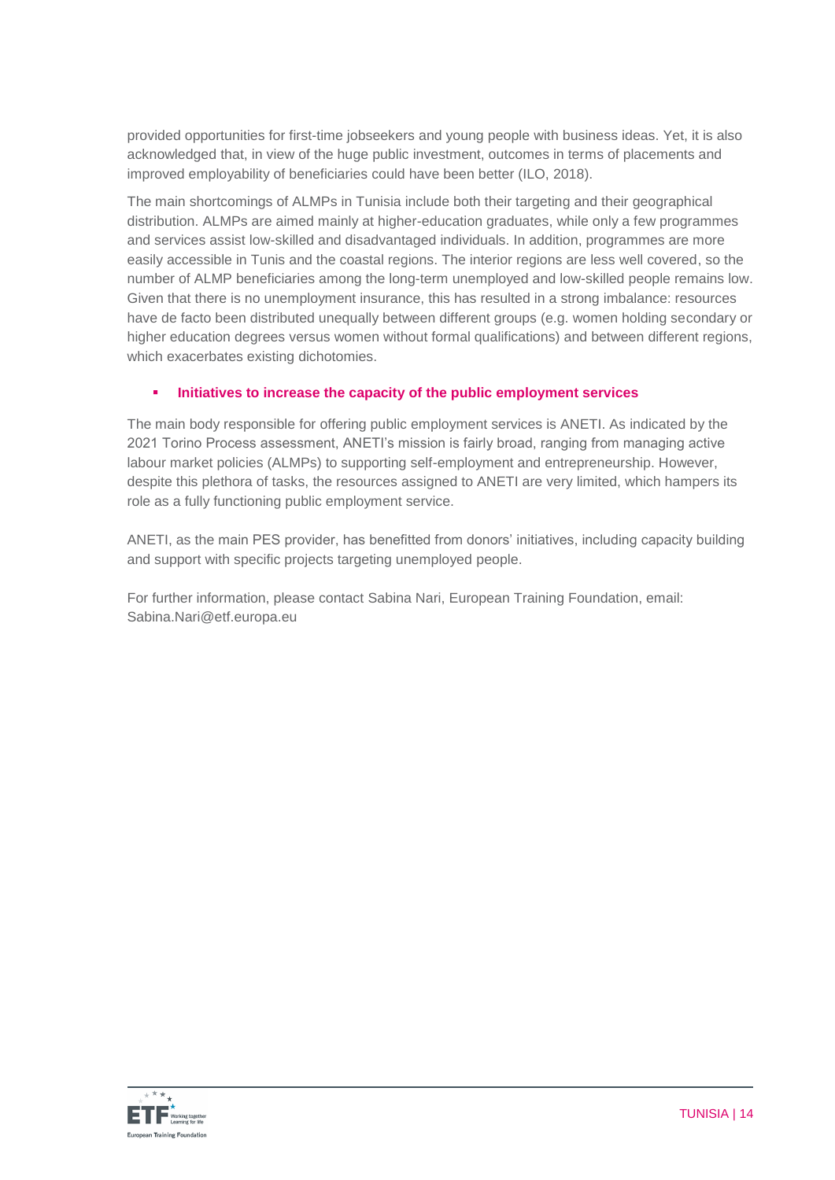provided opportunities for first-time jobseekers and young people with business ideas. Yet, it is also acknowledged that, in view of the huge public investment, outcomes in terms of placements and improved employability of beneficiaries could have been better (ILO, 2018).

The main shortcomings of ALMPs in Tunisia include both their targeting and their geographical distribution. ALMPs are aimed mainly at higher-education graduates, while only a few programmes and services assist low-skilled and disadvantaged individuals. In addition, programmes are more easily accessible in Tunis and the coastal regions. The interior regions are less well covered, so the number of ALMP beneficiaries among the long-term unemployed and low-skilled people remains low. Given that there is no unemployment insurance, this has resulted in a strong imbalance: resources have de facto been distributed unequally between different groups (e.g. women holding secondary or higher education degrees versus women without formal qualifications) and between different regions, which exacerbates existing dichotomies.

- **Initiatives to increase the capacity of the public employment services**

The main body responsible for offering public employment services is ANETI. As indicated by the 2021 Torino Process assessment, ANETI's mission is fairly broad, ranging from managing active labour market policies (ALMPs) to supporting self-employment and entrepreneurship. However, despite this plethora of tasks, the resources assigned to ANETI are very limited, which hampers its role as a fully functioning public employment service.

ANETI, as the main PES provider, has benefitted from donors' initiatives, including capacity building and support with specific projects targeting unemployed people.

For further information, please contact Sabina Nari, European Training Foundation, email: Sabina.Nari@etf.europa.eu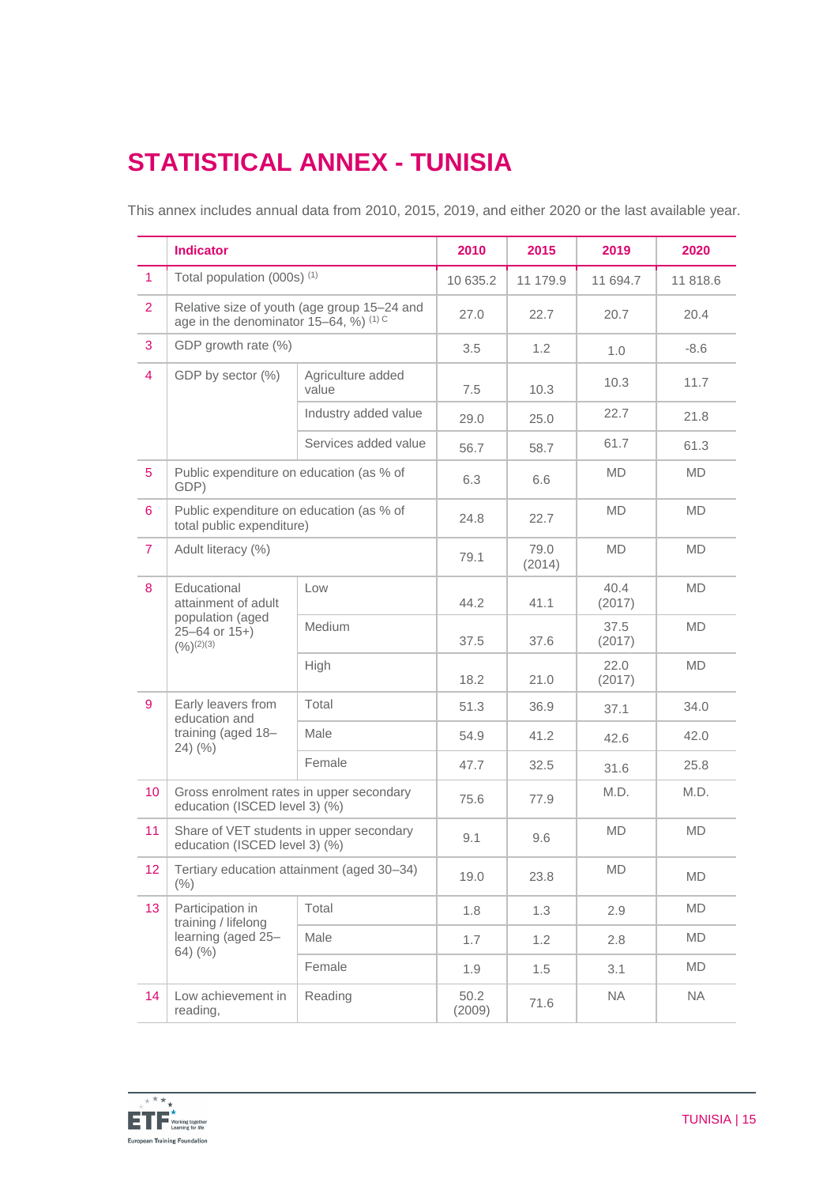# STATISTICAL ANNEX - TUNISIA

This annex includes annual data from 2010, 2015, 2019, and either 2020 or the last available year.

| | Indicator | | 2010 | 2015 | 2019 | 2020 |
|---|---|---|---|---|---|---|
| 1 | Total population (000s) (1) | | 10 635.2 | 11 179.9 | 11 694.7 | 11 818.6 |
| 2 | Relative size of youth (age group 15–24 and age in the denominator 15–64, %) (1) C | | 27.0 | 22.7 | 20.7 | 20.4 |
| 3 | GDP growth rate (%) | | 3.5 | 1.2 | 1.0 | -8.6 |
| 4 | GDP by sector (%) | Agriculture added value | 7.5 | 10.3 | 10.3 | 11.7 |
| | | Industry added value | 29.0 | 25.0 | 22.7 | 21.8 |
| | | Services added value | 56.7 | 58.7 | 61.7 | 61.3 |
| 5 | Public expenditure on education (as % of GDP) | | 6.3 | 6.6 | MD | MD |
| 6 | Public expenditure on education (as % of total public expenditure) | | 24.8 | 22.7 | MD | MD |
| 7 | Adult literacy (%) | | 79.1 | 79.0 (2014) | MD | MD |
| 8 | Educational attainment of adult population (aged 25–64 or 15+) (%)(2)(3) | Low | 44.2 | 41.1 | 40.4 (2017) | MD |
| | | Medium | 37.5 | 37.6 | 37.5 (2017) | MD |
| | | High | 18.2 | 21.0 | 22.0 (2017) | MD |
| 9 | Early leavers from education and training (aged 18–24) (%) | Total | 51.3 | 36.9 | 37.1 | 34.0 |
| | | Male | 54.9 | 41.2 | 42.6 | 42.0 |
| | | Female | 47.7 | 32.5 | 31.6 | 25.8 |
| 10 | Gross enrolment rates in upper secondary education (ISCED level 3) (%) | | 75.6 | 77.9 | M.D. | M.D. |
| 11 | Share of VET students in upper secondary education (ISCED level 3) (%) | | 9.1 | 9.6 | MD | MD |
| 12 | Tertiary education attainment (aged 30–34) (%) | | 19.0 | 23.8 | MD | MD |
| 13 | Participation in training / lifelong learning (aged 25–64) (%) | Total | 1.8 | 1.3 | 2.9 | MD |
| | | Male | 1.7 | 1.2 | 2.8 | MD |
| | | Female | 1.9 | 1.5 | 3.1 | MD |
| 14 | Low achievement in reading, | Reading | 50.2 (2009) | 71.6 | NA | NA |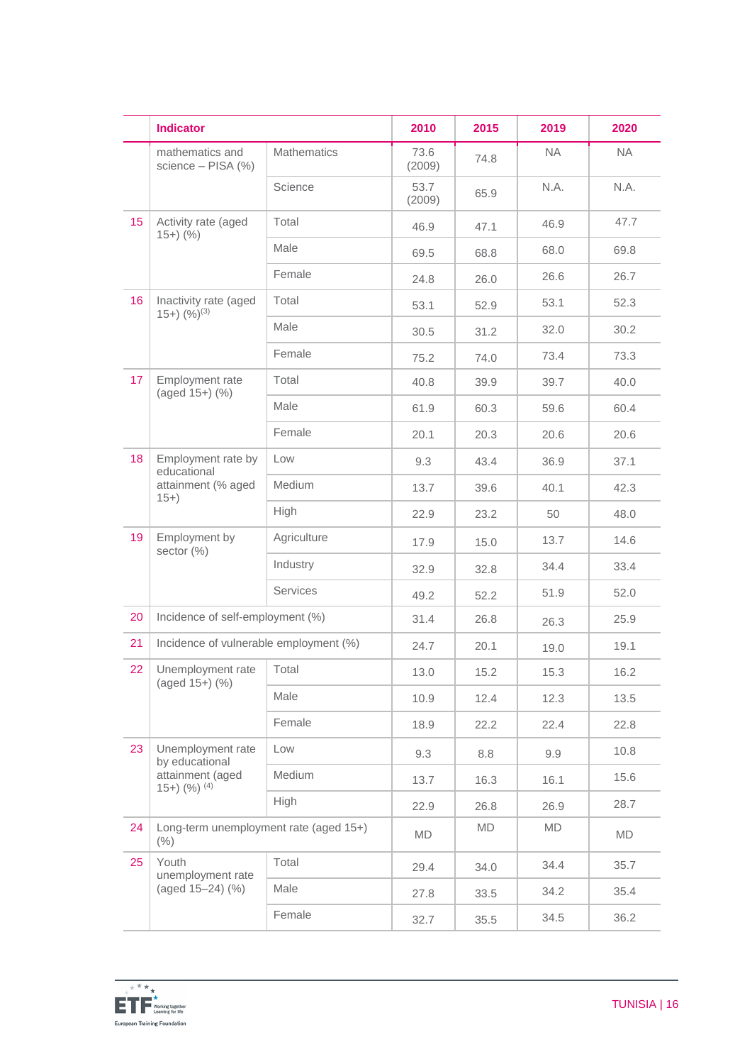| | Indicator | | 2010 | 2015 | 2019 | 2020 |
|---|---|---|---|---|---|---|
| | mathematics and science – PISA (%) | Mathematics | 73.6 (2009) | 74.8 | NA | NA |
| | | Science | 53.7 (2009) | 65.9 | N.A. | N.A. |
| 15 | Activity rate (aged 15+) (%) | Total | 46.9 | 47.1 | 46.9 | 47.7 |
| | | Male | 69.5 | 68.8 | 68.0 | 69.8 |
| | | Female | 24.8 | 26.0 | 26.6 | 26.7 |
| 16 | Inactivity rate (aged 15+) (%)(3) | Total | 53.1 | 52.9 | 53.1 | 52.3 |
| | | Male | 30.5 | 31.2 | 32.0 | 30.2 |
| | | Female | 75.2 | 74.0 | 73.4 | 73.3 |
| 17 | Employment rate (aged 15+) (%) | Total | 40.8 | 39.9 | 39.7 | 40.0 |
| | | Male | 61.9 | 60.3 | 59.6 | 60.4 |
| | | Female | 20.1 | 20.3 | 20.6 | 20.6 |
| 18 | Employment rate by educational attainment (% aged 15+) | Low | 9.3 | 43.4 | 36.9 | 37.1 |
| | | Medium | 13.7 | 39.6 | 40.1 | 42.3 |
| | | High | 22.9 | 23.2 | 50 | 48.0 |
| 19 | Employment by sector (%) | Agriculture | 17.9 | 15.0 | 13.7 | 14.6 |
| | | Industry | 32.9 | 32.8 | 34.4 | 33.4 |
| | | Services | 49.2 | 52.2 | 51.9 | 52.0 |
| 20 | Incidence of self-employment (%) | | 31.4 | 26.8 | 26.3 | 25.9 |
| 21 | Incidence of vulnerable employment (%) | | 24.7 | 20.1 | 19.0 | 19.1 |
| 22 | Unemployment rate (aged 15+) (%) | Total | 13.0 | 15.2 | 15.3 | 16.2 |
| | | Male | 10.9 | 12.4 | 12.3 | 13.5 |
| | | Female | 18.9 | 22.2 | 22.4 | 22.8 |
| 23 | Unemployment rate by educational attainment (aged 15+) (%) (4) | Low | 9.3 | 8.8 | 9.9 | 10.8 |
| | | Medium | 13.7 | 16.3 | 16.1 | 15.6 |
| | | High | 22.9 | 26.8 | 26.9 | 28.7 |
| 24 | Long-term unemployment rate (aged 15+) (%) | | MD | MD | MD | MD |
| 25 | Youth unemployment rate (aged 15–24) (%) | Total | 29.4 | 34.0 | 34.4 | 35.7 |
| | | Male | 27.8 | 33.5 | 34.2 | 35.4 |
| | | Female | 32.7 | 35.5 | 34.5 | 36.2 |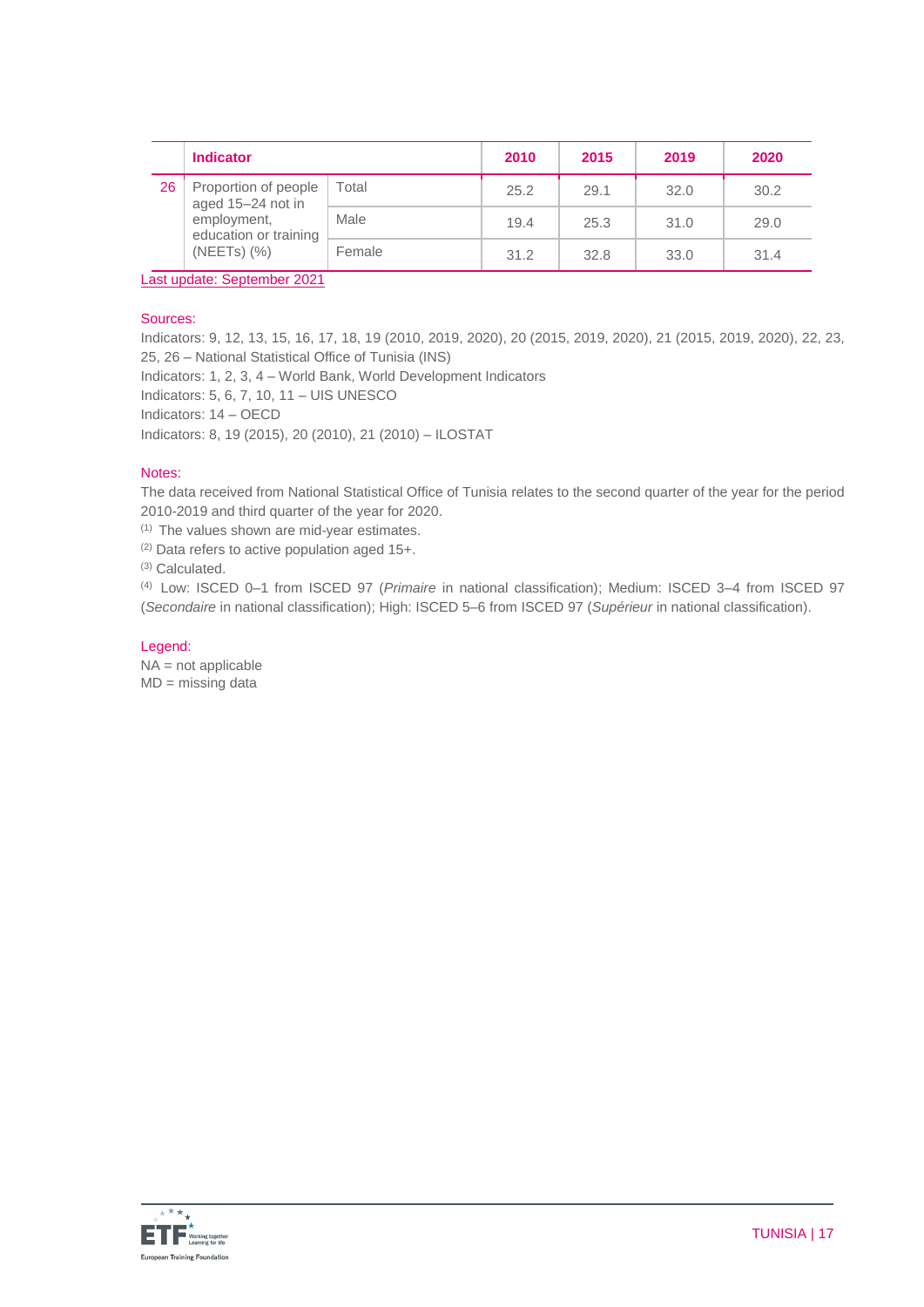| | Indicator | | 2010 | 2015 | 2019 | 2020 |
|---|---|---|---|---|---|---|
| 26 | Proportion of people aged 15–24 not in employment, education or training (NEETs) (%) | Total | 25.2 | 29.1 | 32.0 | 30.2 |
| | | Male | 19.4 | 25.3 | 31.0 | 29.0 |
| | | Female | 31.2 | 32.8 | 33.0 | 31.4 |

Last update: September 2021

Sources:

Indicators: 9, 12, 13, 15, 16, 17, 18, 19 (2010, 2019, 2020), 20 (2015, 2019, 2020), 21 (2015, 2019, 2020), 22, 23, 25, 26 – National Statistical Office of Tunisia (INS)

Indicators: 1, 2, 3, 4 – World Bank, World Development Indicators

Indicators: 5, 6, 7, 10, 11 – UIS UNESCO

Indicators: 14 – OECD

Indicators: 8, 19 (2015), 20 (2010), 21 (2010) – ILOSTAT

Notes:

The data received from National Statistical Office of Tunisia relates to the second quarter of the year for the period 2010-2019 and third quarter of the year for 2020.

(1) The values shown are mid-year estimates.

(2) Data refers to active population aged 15+.

(3) Calculated.

(4) Low: ISCED 0–1 from ISCED 97 (*Primaire* in national classification); Medium: ISCED 3–4 from ISCED 97 (*Secondaire* in national classification); High: ISCED 5–6 from ISCED 97 (*Supérieur* in national classification).

Legend:

NA = not applicable

MD = missing data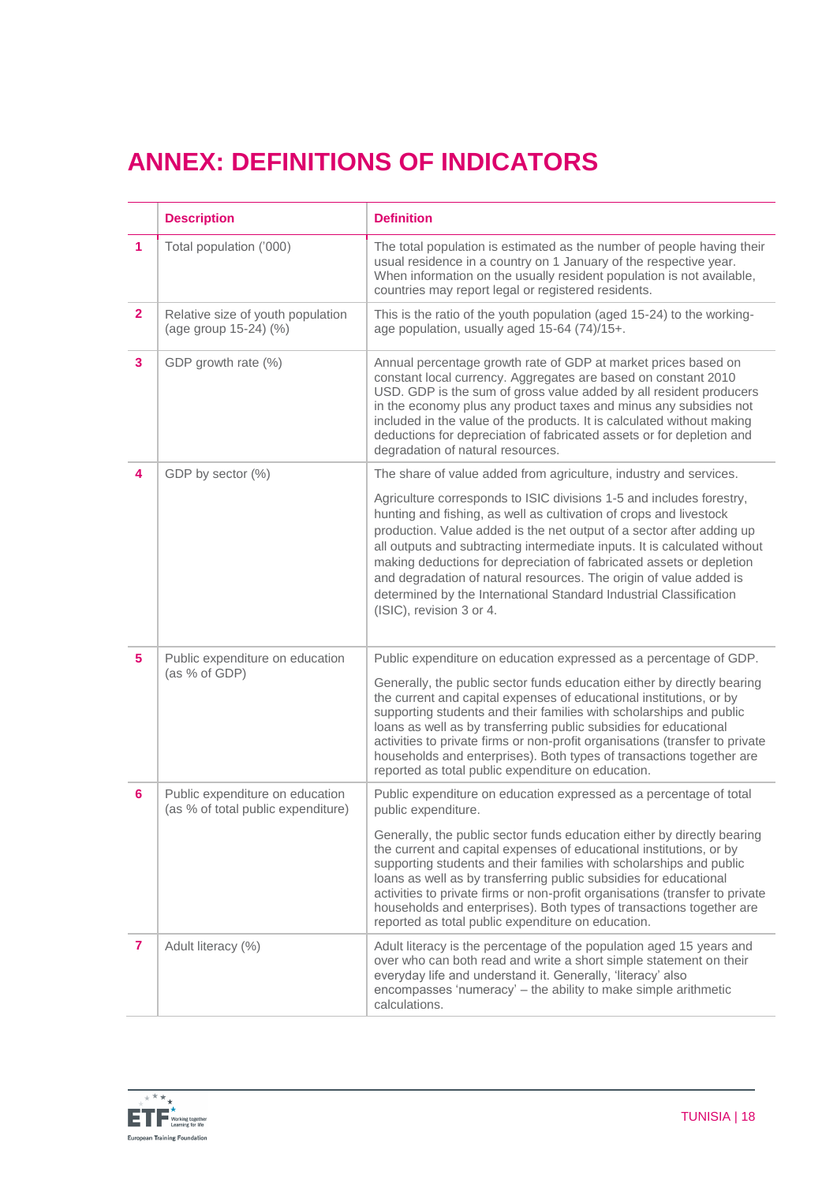# ANNEX: DEFINITIONS OF INDICATORS

| | Description | Definition |
|---|---|---|
| 1 | Total population ('000) | The total population is estimated as the number of people having their usual residence in a country on 1 January of the respective year. When information on the usually resident population is not available, countries may report legal or registered residents. |
| 2 | Relative size of youth population (age group 15-24) (%) | This is the ratio of the youth population (aged 15-24) to the working-age population, usually aged 15-64 (74)/15+. |
| 3 | GDP growth rate (%) | Annual percentage growth rate of GDP at market prices based on constant local currency. Aggregates are based on constant 2010 USD. GDP is the sum of gross value added by all resident producers in the economy plus any product taxes and minus any subsidies not included in the value of the products. It is calculated without making deductions for depreciation of fabricated assets or for depletion and degradation of natural resources. |
| 4 | GDP by sector (%) | The share of value added from agriculture, industry and services.<br><br>Agriculture corresponds to ISIC divisions 1-5 and includes forestry, hunting and fishing, as well as cultivation of crops and livestock production. Value added is the net output of a sector after adding up all outputs and subtracting intermediate inputs. It is calculated without making deductions for depreciation of fabricated assets or depletion and degradation of natural resources. The origin of value added is determined by the International Standard Industrial Classification (ISIC), revision 3 or 4. |
| 5 | Public expenditure on education (as % of GDP) | Public expenditure on education expressed as a percentage of GDP.<br><br>Generally, the public sector funds education either by directly bearing the current and capital expenses of educational institutions, or by supporting students and their families with scholarships and public loans as well as by transferring public subsidies for educational activities to private firms or non-profit organisations (transfer to private households and enterprises). Both types of transactions together are reported as total public expenditure on education. |
| 6 | Public expenditure on education (as % of total public expenditure) | Public expenditure on education expressed as a percentage of total public expenditure.<br><br>Generally, the public sector funds education either by directly bearing the current and capital expenses of educational institutions, or by supporting students and their families with scholarships and public loans as well as by transferring public subsidies for educational activities to private firms or non-profit organisations (transfer to private households and enterprises). Both types of transactions together are reported as total public expenditure on education. |
| 7 | Adult literacy (%) | Adult literacy is the percentage of the population aged 15 years and over who can both read and write a short simple statement on their everyday life and understand it. Generally, 'literacy' also encompasses 'numeracy' – the ability to make simple arithmetic calculations. |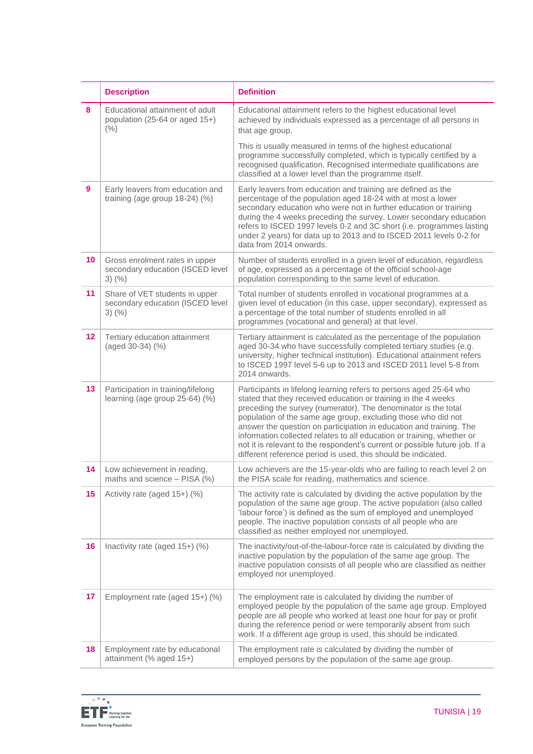| | Description | Definition |
|---|---|---|
| 8 | Educational attainment of adult population (25-64 or aged 15+) (%) | Educational attainment refers to the highest educational level achieved by individuals expressed as a percentage of all persons in that age group.<br><br>This is usually measured in terms of the highest educational programme successfully completed, which is typically certified by a recognised qualification. Recognised intermediate qualifications are classified at a lower level than the programme itself. |
| 9 | Early leavers from education and training (age group 18-24) (%) | Early leavers from education and training are defined as the percentage of the population aged 18-24 with at most a lower secondary education who were not in further education or training during the 4 weeks preceding the survey. Lower secondary education refers to ISCED 1997 levels 0-2 and 3C short (i.e. programmes lasting under 2 years) for data up to 2013 and to ISCED 2011 levels 0-2 for data from 2014 onwards. |
| 10 | Gross enrolment rates in upper secondary education (ISCED level 3) (%) | Number of students enrolled in a given level of education, regardless of age, expressed as a percentage of the official school-age population corresponding to the same level of education. |
| 11 | Share of VET students in upper secondary education (ISCED level 3) (%) | Total number of students enrolled in vocational programmes at a given level of education (in this case, upper secondary), expressed as a percentage of the total number of students enrolled in all programmes (vocational and general) at that level. |
| 12 | Tertiary education attainment (aged 30-34) (%) | Tertiary attainment is calculated as the percentage of the population aged 30-34 who have successfully completed tertiary studies (e.g. university, higher technical institution). Educational attainment refers to ISCED 1997 level 5-6 up to 2013 and ISCED 2011 level 5-8 from 2014 onwards. |
| 13 | Participation in training/lifelong learning (age group 25-64) (%) | Participants in lifelong learning refers to persons aged 25-64 who stated that they received education or training in the 4 weeks preceding the survey (numerator). The denominator is the total population of the same age group, excluding those who did not answer the question on participation in education and training. The information collected relates to all education or training, whether or not it is relevant to the respondent's current or possible future job. If a different reference period is used, this should be indicated. |
| 14 | Low achievement in reading, maths and science – PISA (%) | Low achievers are the 15-year-olds who are failing to reach level 2 on the PISA scale for reading, mathematics and science. |
| 15 | Activity rate (aged 15+) (%) | The activity rate is calculated by dividing the active population by the population of the same age group. The active population (also called 'labour force') is defined as the sum of employed and unemployed people. The inactive population consists of all people who are classified as neither employed nor unemployed. |
| 16 | Inactivity rate (aged 15+) (%) | The inactivity/out-of-the-labour-force rate is calculated by dividing the inactive population by the population of the same age group. The inactive population consists of all people who are classified as neither employed nor unemployed. |
| 17 | Employment rate (aged 15+) (%) | The employment rate is calculated by dividing the number of employed people by the population of the same age group. Employed people are all people who worked at least one hour for pay or profit during the reference period or were temporarily absent from such work. If a different age group is used, this should be indicated. |
| 18 | Employment rate by educational attainment (% aged 15+) | The employment rate is calculated by dividing the number of employed persons by the population of the same age group. |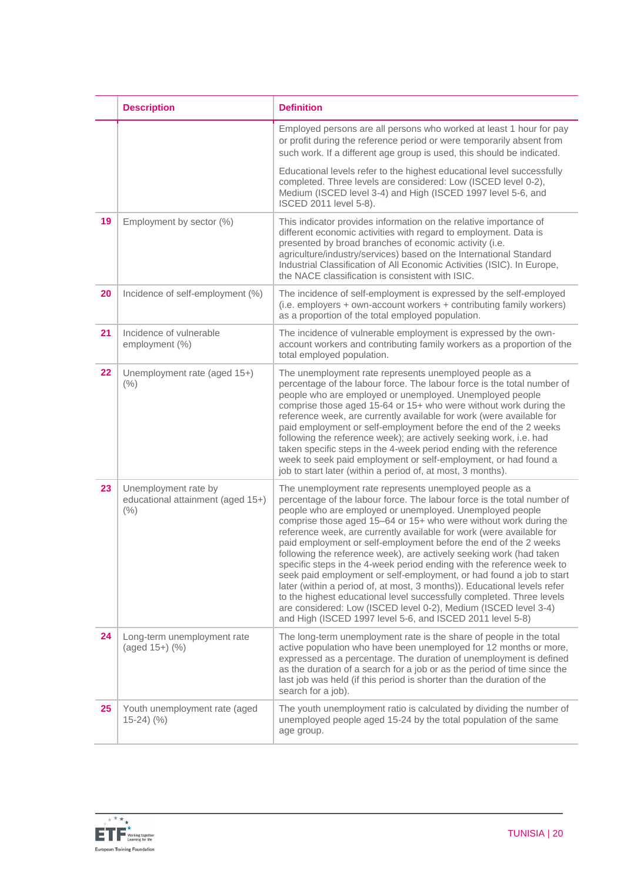|  | Description | Definition |
|---|---|---|
|  |  | Employed persons are all persons who worked at least 1 hour for pay or profit during the reference period or were temporarily absent from such work. If a different age group is used, this should be indicated.<br><br>Educational levels refer to the highest educational level successfully completed. Three levels are considered: Low (ISCED level 0-2), Medium (ISCED level 3-4) and High (ISCED 1997 level 5-6, and ISCED 2011 level 5-8). |
| 19 | Employment by sector (%) | This indicator provides information on the relative importance of different economic activities with regard to employment. Data is presented by broad branches of economic activity (i.e. agriculture/industry/services) based on the International Standard Industrial Classification of All Economic Activities (ISIC). In Europe, the NACE classification is consistent with ISIC. |
| 20 | Incidence of self-employment (%) | The incidence of self-employment is expressed by the self-employed (i.e. employers + own-account workers + contributing family workers) as a proportion of the total employed population. |
| 21 | Incidence of vulnerable employment (%) | The incidence of vulnerable employment is expressed by the own-account workers and contributing family workers as a proportion of the total employed population. |
| 22 | Unemployment rate (aged 15+) (%) | The unemployment rate represents unemployed people as a percentage of the labour force. The labour force is the total number of people who are employed or unemployed. Unemployed people comprise those aged 15-64 or 15+ who were without work during the reference week, are currently available for work (were available for paid employment or self-employment before the end of the 2 weeks following the reference week); are actively seeking work, i.e. had taken specific steps in the 4-week period ending with the reference week to seek paid employment or self-employment, or had found a job to start later (within a period of, at most, 3 months). |
| 23 | Unemployment rate by educational attainment (aged 15+) (%) | The unemployment rate represents unemployed people as a percentage of the labour force. The labour force is the total number of people who are employed or unemployed. Unemployed people comprise those aged 15–64 or 15+ who were without work during the reference week, are currently available for work (were available for paid employment or self-employment before the end of the 2 weeks following the reference week), are actively seeking work (had taken specific steps in the 4-week period ending with the reference week to seek paid employment or self-employment, or had found a job to start later (within a period of, at most, 3 months)). Educational levels refer to the highest educational level successfully completed. Three levels are considered: Low (ISCED level 0-2), Medium (ISCED level 3-4) and High (ISCED 1997 level 5-6, and ISCED 2011 level 5-8) |
| 24 | Long-term unemployment rate (aged 15+) (%) | The long-term unemployment rate is the share of people in the total active population who have been unemployed for 12 months or more, expressed as a percentage. The duration of unemployment is defined as the duration of a search for a job or as the period of time since the last job was held (if this period is shorter than the duration of the search for a job). |
| 25 | Youth unemployment rate (aged 15-24) (%) | The youth unemployment ratio is calculated by dividing the number of unemployed people aged 15-24 by the total population of the same age group. |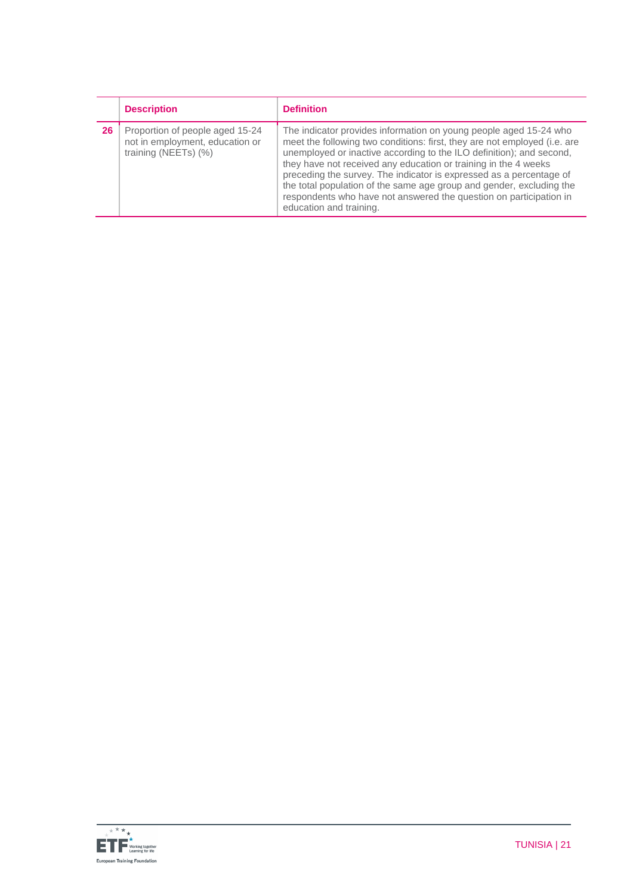| | Description | Definition |
|---|---|---|
| **26** | Proportion of people aged 15-24 not in employment, education or training (NEETs) (%) | The indicator provides information on young people aged 15-24 who meet the following two conditions: first, they are not employed (i.e. are unemployed or inactive according to the ILO definition); and second, they have not received any education or training in the 4 weeks preceding the survey. The indicator is expressed as a percentage of the total population of the same age group and gender, excluding the respondents who have not answered the question on participation in education and training. |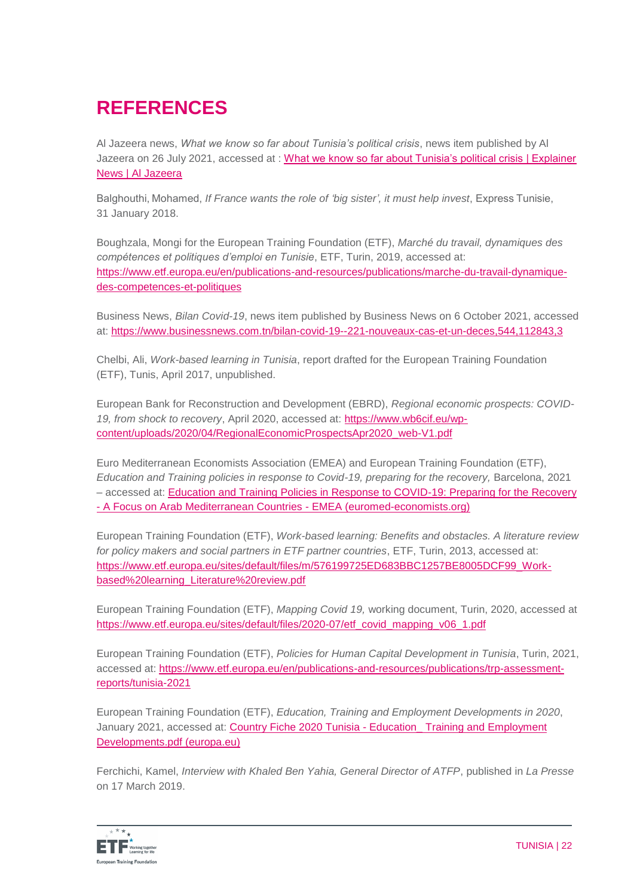# REFERENCES

Al Jazeera news, *What we know so far about Tunisia's political crisis*, news item published by Al Jazeera on 26 July 2021, accessed at : [What we know so far about Tunisia's political crisis | Explainer News | Al Jazeera]

Balghouthi, Mohamed, *If France wants the role of 'big sister', it must help invest*, Express Tunisie, 31 January 2018.

Boughzala, Mongi for the European Training Foundation (ETF), *Marché du travail, dynamiques des compétences et politiques d'emploi en Tunisie*, ETF, Turin, 2019, accessed at: https://www.etf.europa.eu/en/publications-and-resources/publications/marche-du-travail-dynamique-des-competences-et-politiques

Business News, *Bilan Covid-19*, news item published by Business News on 6 October 2021, accessed at: https://www.businessnews.com.tn/bilan-covid-19--221-nouveaux-cas-et-un-deces,544,112843,3

Chelbi, Ali, *Work-based learning in Tunisia*, report drafted for the European Training Foundation (ETF), Tunis, April 2017, unpublished.

European Bank for Reconstruction and Development (EBRD), *Regional economic prospects: COVID-19, from shock to recovery*, April 2020, accessed at: https://www.wb6cif.eu/wp-content/uploads/2020/04/RegionalEconomicProspectsApr2020_web-V1.pdf

Euro Mediterranean Economists Association (EMEA) and European Training Foundation (ETF), *Education and Training policies in response to Covid-19, preparing for the recovery,* Barcelona, 2021 – accessed at: [Education and Training Policies in Response to COVID-19: Preparing for the Recovery - A Focus on Arab Mediterranean Countries - EMEA (euromed-economists.org)]

European Training Foundation (ETF), *Work-based learning: Benefits and obstacles. A literature review for policy makers and social partners in ETF partner countries*, ETF, Turin, 2013, accessed at: https://www.etf.europa.eu/sites/default/files/m/576199725ED683BBC1257BE8005DCF99_Work-based%20learning_Literature%20review.pdf

European Training Foundation (ETF), *Mapping Covid 19,* working document, Turin, 2020, accessed at https://www.etf.europa.eu/sites/default/files/2020-07/etf_covid_mapping_v06_1.pdf

European Training Foundation (ETF), *Policies for Human Capital Development in Tunisia*, Turin, 2021, accessed at: https://www.etf.europa.eu/en/publications-and-resources/publications/trp-assessment-reports/tunisia-2021

European Training Foundation (ETF), *Education, Training and Employment Developments in 2020*, January 2021, accessed at: [Country Fiche 2020 Tunisia - Education_ Training and Employment Developments.pdf (europa.eu)]

Ferchichi, Kamel, *Interview with Khaled Ben Yahia, General Director of ATFP*, published in *La Presse* on 17 March 2019.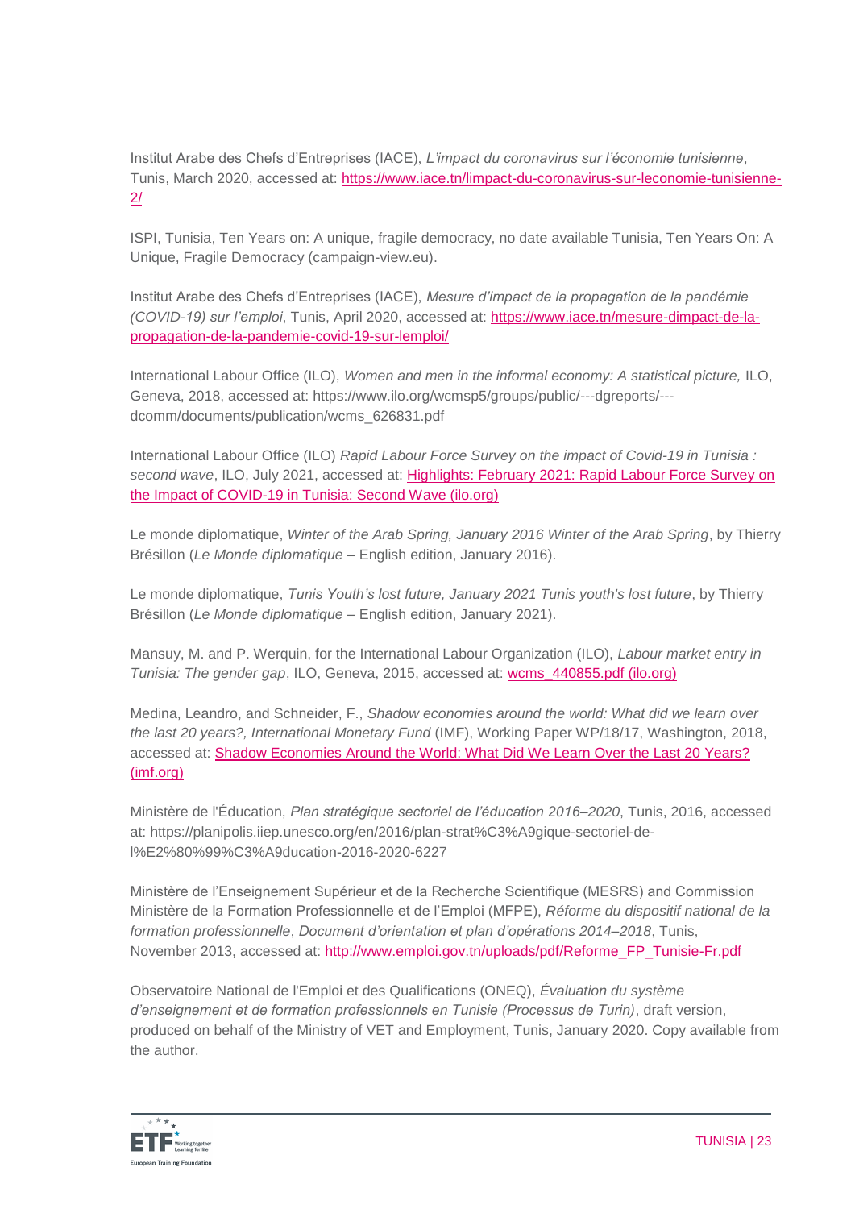Institut Arabe des Chefs d'Entreprises (IACE), *L'impact du coronavirus sur l'économie tunisienne*, Tunis, March 2020, accessed at: [https://www.iace.tn/limpact-du-coronavirus-sur-leconomie-tunisienne-2/](https://www.iace.tn/limpact-du-coronavirus-sur-leconomie-tunisienne-2/)

ISPI, Tunisia, Ten Years on: A unique, fragile democracy, no date available Tunisia, Ten Years On: A Unique, Fragile Democracy (campaign-view.eu).

Institut Arabe des Chefs d'Entreprises (IACE), *Mesure d'impact de la propagation de la pandémie (COVID-19) sur l'emploi*, Tunis, April 2020, accessed at: [https://www.iace.tn/mesure-dimpact-de-la-propagation-de-la-pandemie-covid-19-sur-lemploi/](https://www.iace.tn/mesure-dimpact-de-la-propagation-de-la-pandemie-covid-19-sur-lemploi/)

International Labour Office (ILO), *Women and men in the informal economy: A statistical picture,* ILO, Geneva, 2018, accessed at: https://www.ilo.org/wcmsp5/groups/public/---dgreports/---dcomm/documents/publication/wcms_626831.pdf

International Labour Office (ILO) *Rapid Labour Force Survey on the impact of Covid-19 in Tunisia : second wave*, ILO, July 2021, accessed at: Highlights: February 2021: Rapid Labour Force Survey on the Impact of COVID-19 in Tunisia: Second Wave (ilo.org)

Le monde diplomatique, *Winter of the Arab Spring, January 2016 Winter of the Arab Spring*, by Thierry Brésillon (*Le Monde diplomatique* – English edition, January 2016).

Le monde diplomatique, *Tunis Youth's lost future, January 2021 Tunis youth's lost future*, by Thierry Brésillon (*Le Monde diplomatique* – English edition, January 2021).

Mansuy, M. and P. Werquin, for the International Labour Organization (ILO), *Labour market entry in Tunisia: The gender gap*, ILO, Geneva, 2015, accessed at: wcms_440855.pdf (ilo.org)

Medina, Leandro, and Schneider, F., *Shadow economies around the world: What did we learn over the last 20 years?, International Monetary Fund* (IMF), Working Paper WP/18/17, Washington, 2018, accessed at: Shadow Economies Around the World: What Did We Learn Over the Last 20 Years? (imf.org)

Ministère de l'Éducation, *Plan stratégique sectoriel de l'éducation 2016–2020*, Tunis, 2016, accessed at: https://planipolis.iiep.unesco.org/en/2016/plan-strat%C3%A9gique-sectoriel-de-l%E2%80%99%C3%A9ducation-2016-2020-6227

Ministère de l'Enseignement Supérieur et de la Recherche Scientifique (MESRS) and Commission Ministère de la Formation Professionnelle et de l'Emploi (MFPE), *Réforme du dispositif national de la formation professionnelle*, *Document d'orientation et plan d'opérations 2014–2018*, Tunis, November 2013, accessed at: [http://www.emploi.gov.tn/uploads/pdf/Reforme_FP_Tunisie-Fr.pdf](http://www.emploi.gov.tn/uploads/pdf/Reforme_FP_Tunisie-Fr.pdf)

Observatoire National de l'Emploi et des Qualifications (ONEQ), *Évaluation du système d'enseignement et de formation professionnels en Tunisie (Processus de Turin)*, draft version, produced on behalf of the Ministry of VET and Employment, Tunis, January 2020. Copy available from the author.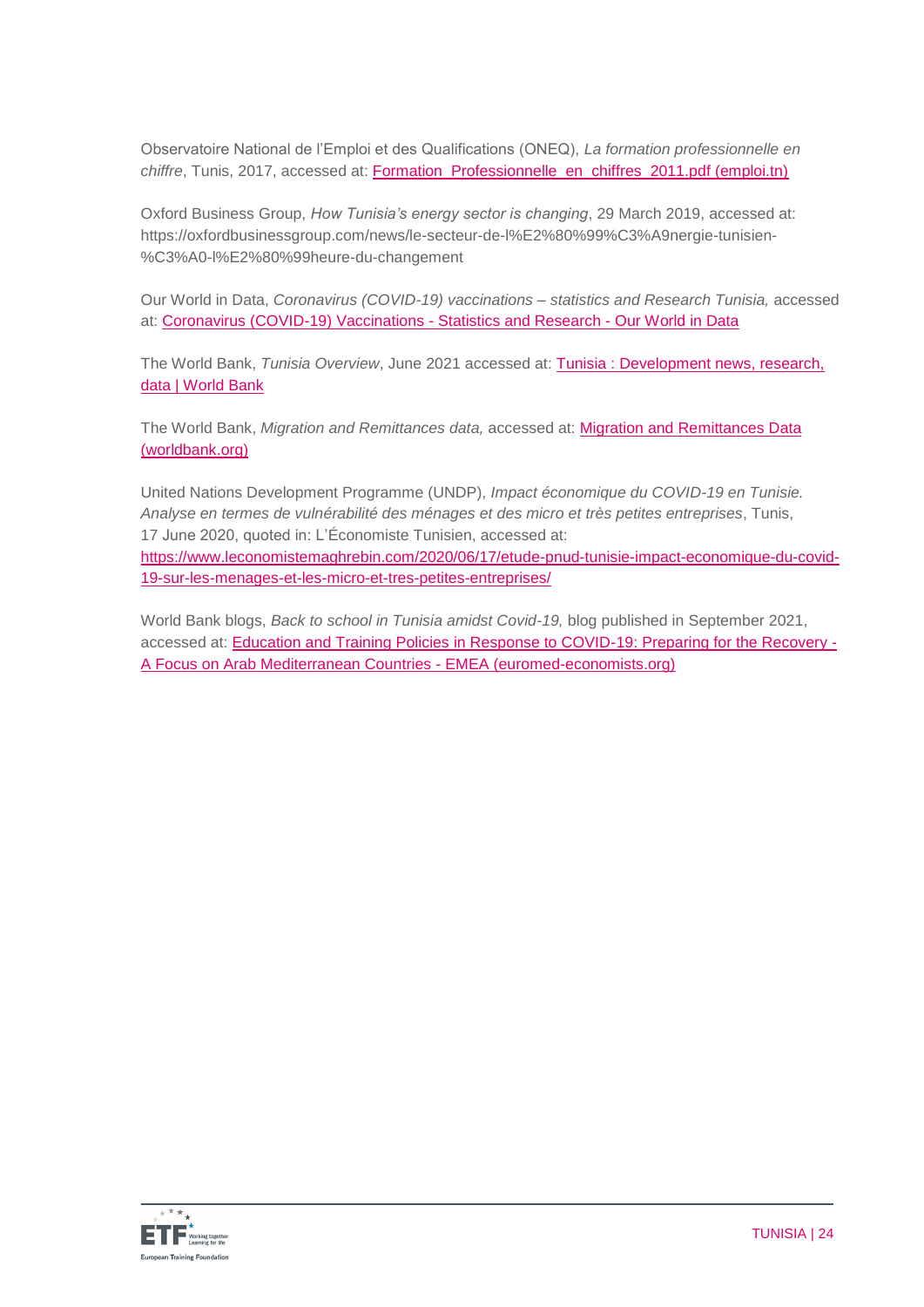Observatoire National de l'Emploi et des Qualifications (ONEQ), *La formation professionnelle en chiffre*, Tunis, 2017, accessed at: [Formation_Professionnelle_en_chiffres_2011.pdf (emploi.tn)]

Oxford Business Group, *How Tunisia's energy sector is changing*, 29 March 2019, accessed at: https://oxfordbusinessgroup.com/news/le-secteur-de-l%E2%80%99%C3%A9nergie-tunisien-%C3%A0-l%E2%80%99heure-du-changement

Our World in Data, *Coronavirus (COVID-19) vaccinations – statistics and Research Tunisia,* accessed at: [Coronavirus (COVID-19) Vaccinations - Statistics and Research - Our World in Data]

The World Bank, *Tunisia Overview*, June 2021 accessed at: [Tunisia : Development news, research, data | World Bank]

The World Bank, *Migration and Remittances data,* accessed at: [Migration and Remittances Data (worldbank.org)]

United Nations Development Programme (UNDP), *Impact économique du COVID-19 en Tunisie. Analyse en termes de vulnérabilité des ménages et des micro et très petites entreprises*, Tunis, 17 June 2020, quoted in: L'Économiste Tunisien, accessed at: https://www.leconomistemaghrebin.com/2020/06/17/etude-pnud-tunisie-impact-economique-du-covid-19-sur-les-menages-et-les-micro-et-tres-petites-entreprises/

World Bank blogs, *Back to school in Tunisia amidst Covid-19,* blog published in September 2021, accessed at: [Education and Training Policies in Response to COVID-19: Preparing for the Recovery - A Focus on Arab Mediterranean Countries - EMEA (euromed-economists.org)]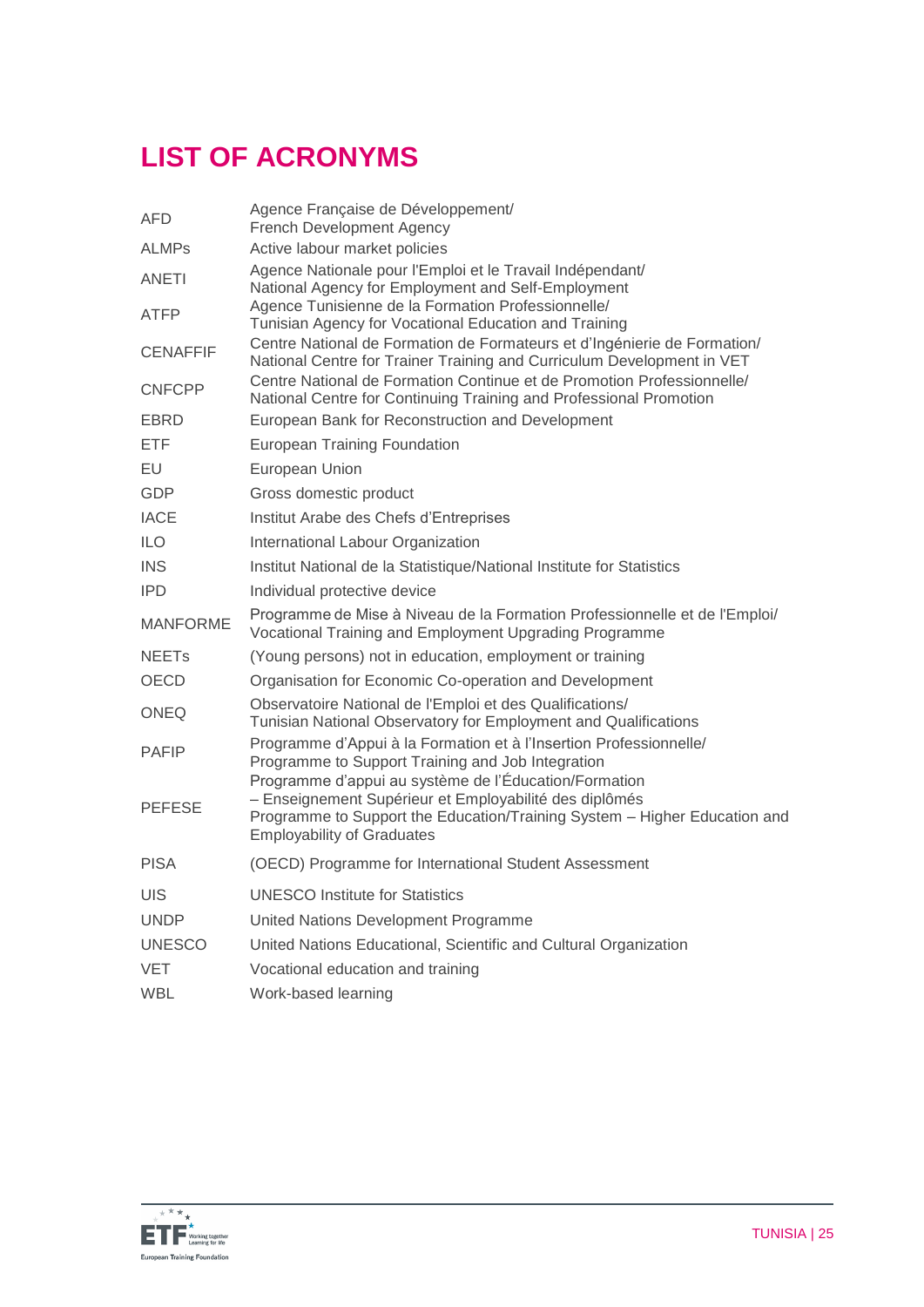# LIST OF ACRONYMS

| | |
|---|---|
| AFD | Agence Française de Développement/ French Development Agency |
| ALMPs | Active labour market policies |
| ANETI | Agence Nationale pour l'Emploi et le Travail Indépendant/ National Agency for Employment and Self-Employment |
| ATFP | Agence Tunisienne de la Formation Professionnelle/ Tunisian Agency for Vocational Education and Training |
| CENAFFIF | Centre National de Formation de Formateurs et d'Ingénierie de Formation/ National Centre for Trainer Training and Curriculum Development in VET |
| CNFCPP | Centre National de Formation Continue et de Promotion Professionnelle/ National Centre for Continuing Training and Professional Promotion |
| EBRD | European Bank for Reconstruction and Development |
| ETF | European Training Foundation |
| EU | European Union |
| GDP | Gross domestic product |
| IACE | Institut Arabe des Chefs d'Entreprises |
| ILO | International Labour Organization |
| INS | Institut National de la Statistique/National Institute for Statistics |
| IPD | Individual protective device |
| MANFORME | Programme de Mise à Niveau de la Formation Professionnelle et de l'Emploi/ Vocational Training and Employment Upgrading Programme |
| NEETs | (Young persons) not in education, employment or training |
| OECD | Organisation for Economic Co-operation and Development |
| ONEQ | Observatoire National de l'Emploi et des Qualifications/ Tunisian National Observatory for Employment and Qualifications |
| PAFIP | Programme d'Appui à la Formation et à l'Insertion Professionnelle/ Programme to Support Training and Job Integration |
| PEFESE | Programme d'appui au système de l'Éducation/Formation – Enseignement Supérieur et Employabilité des diplômés Programme to Support the Education/Training System – Higher Education and Employability of Graduates |
| PISA | (OECD) Programme for International Student Assessment |
| UIS | UNESCO Institute for Statistics |
| UNDP | United Nations Development Programme |
| UNESCO | United Nations Educational, Scientific and Cultural Organization |
| VET | Vocational education and training |
| WBL | Work-based learning |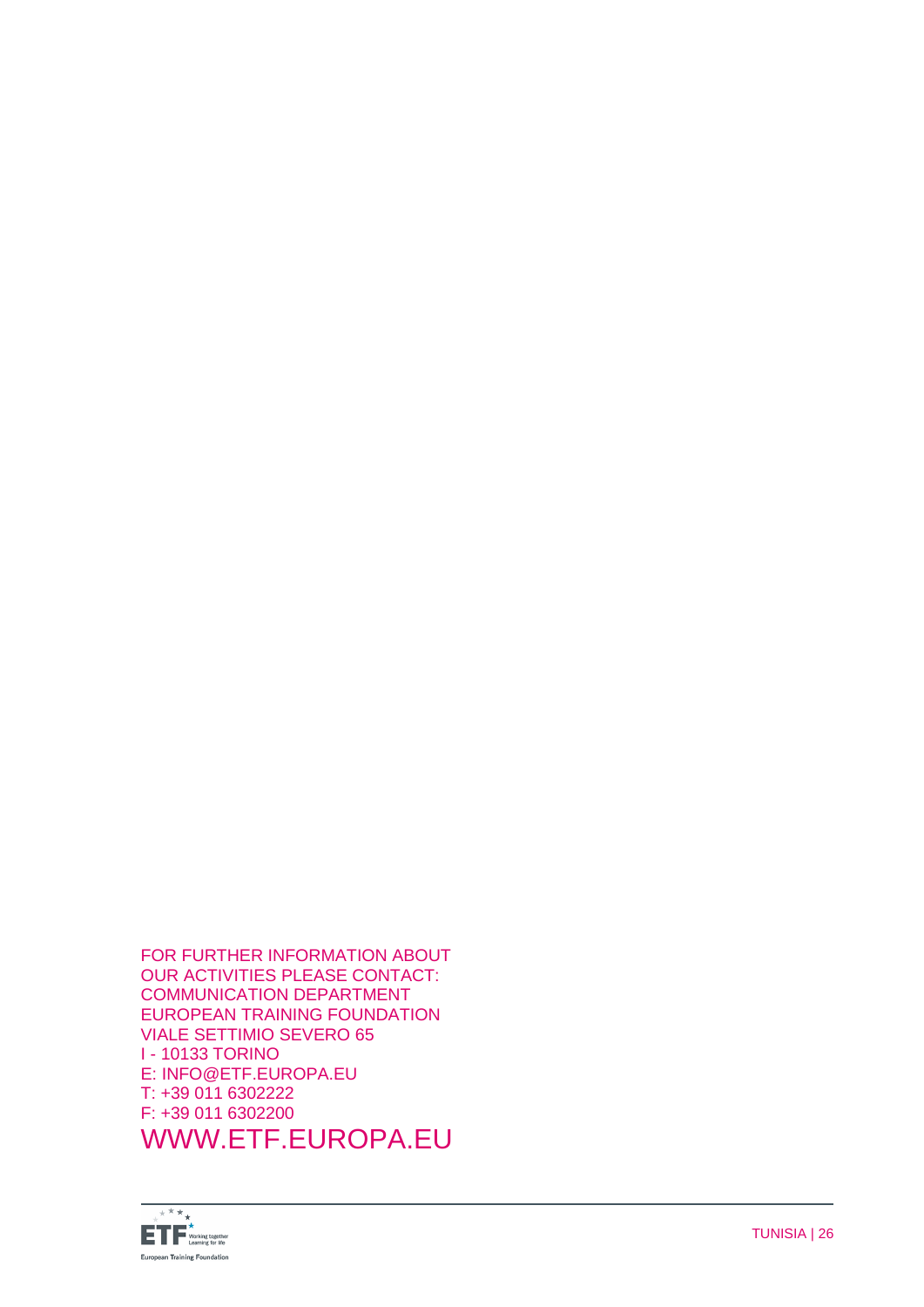FOR FURTHER INFORMATION ABOUT
OUR ACTIVITIES PLEASE CONTACT:
COMMUNICATION DEPARTMENT
EUROPEAN TRAINING FOUNDATION
VIALE SETTIMIO SEVERO 65
I - 10133 TORINO
E: INFO@ETF.EUROPA.EU
T: +39 011 6302222
F: +39 011 6302200

WWW.ETF.EUROPA.EU